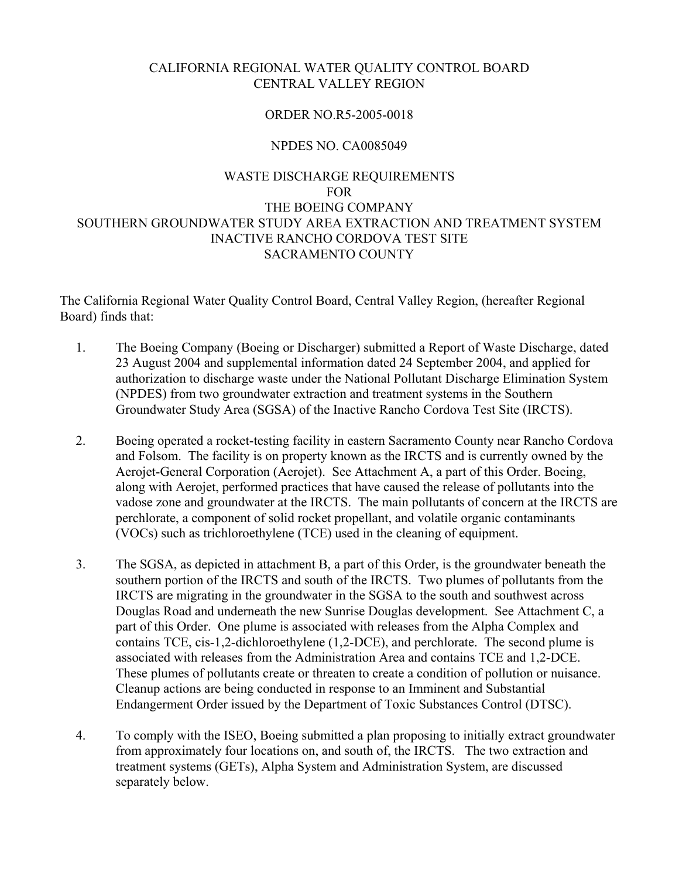# CALIFORNIA REGIONAL WATER QUALITY CONTROL BOARD CENTRAL VALLEY REGION

## ORDER NO.R5-2005-0018

## NPDES NO. CA0085049

## WASTE DISCHARGE REQUIREMENTS FOR THE BOEING COMPANY SOUTHERN GROUNDWATER STUDY AREA EXTRACTION AND TREATMENT SYSTEM INACTIVE RANCHO CORDOVA TEST SITE SACRAMENTO COUNTY

The California Regional Water Quality Control Board, Central Valley Region, (hereafter Regional Board) finds that:

1. The Boeing Company (Boeing or Discharger) submitted a Report of Waste Discharge, dated 23 August 2004 and supplemental information dated 24 September 2004, and applied for authorization to discharge waste under the National Pollutant Discharge Elimination System (NPDES) from two groundwater extraction and treatment systems in the Southern Groundwater Study Area (SGSA) of the Inactive Rancho Cordova Test Site (IRCTS).

2. Boeing operated a rocket-testing facility in eastern Sacramento County near Rancho Cordova and Folsom. The facility is on property known as the IRCTS and is currently owned by the Aerojet-General Corporation (Aerojet). See Attachment A, a part of this Order. Boeing, along with Aerojet, performed practices that have caused the release of pollutants into the vadose zone and groundwater at the IRCTS. The main pollutants of concern at the IRCTS are perchlorate, a component of solid rocket propellant, and volatile organic contaminants (VOCs) such as trichloroethylene (TCE) used in the cleaning of equipment.

3. The SGSA, as depicted in attachment B, a part of this Order, is the groundwater beneath the southern portion of the IRCTS and south of the IRCTS. Two plumes of pollutants from the IRCTS are migrating in the groundwater in the SGSA to the south and southwest across Douglas Road and underneath the new Sunrise Douglas development. See Attachment C, a part of this Order. One plume is associated with releases from the Alpha Complex and contains TCE, cis-1,2-dichloroethylene (1,2-DCE), and perchlorate. The second plume is associated with releases from the Administration Area and contains TCE and 1,2-DCE. These plumes of pollutants create or threaten to create a condition of pollution or nuisance. Cleanup actions are being conducted in response to an Imminent and Substantial Endangerment Order issued by the Department of Toxic Substances Control (DTSC).

4. To comply with the ISEO, Boeing submitted a plan proposing to initially extract groundwater from approximately four locations on, and south of, the IRCTS. The two extraction and treatment systems (GETs), Alpha System and Administration System, are discussed separately below.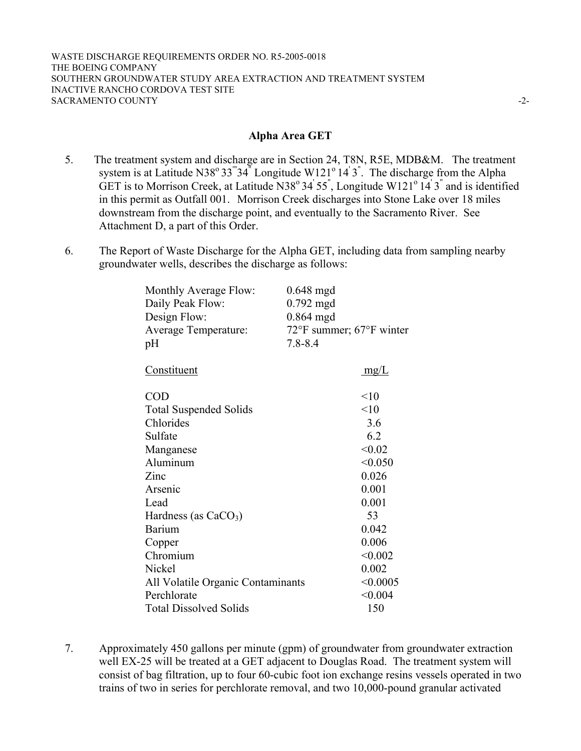## Alpha Area GET

5. The treatment system and discharge are in Section 24, T8N, R5E, MDB&M. The treatment system is at Latitude N38° 33''' 34'' Longitude W121° 14' 3''. The discharge from the Alpha GET is to Morrison Creek, at Latitude N38° 34' 55'', Longitude W121° 14' 3'' and is identified in this permit as Outfall 001. Morrison Creek discharges into Stone Lake over 18 miles downstream from the discharge point, and eventually to the Sacramento River. See Attachment D, a part of this Order.

6. The Report of Waste Discharge for the Alpha GET, including data from sampling nearby groundwater wells, describes the discharge as follows:

| | |
|---|---|
| Monthly Average Flow: | 0.648 mgd |
| Daily Peak Flow: | 0.792 mgd |
| Design Flow: | 0.864 mgd |
| Average Temperature: | 72°F summer; 67°F winter |
| pH | 7.8-8.4 |

| Constituent | mg/L |
|---|---|
| COD | <10 |
| Total Suspended Solids | <10 |
| Chlorides | 3.6 |
| Sulfate | 6.2 |
| Manganese | <0.02 |
| Aluminum | <0.050 |
| Zinc | 0.026 |
| Arsenic | 0.001 |
| Lead | 0.001 |
| Hardness (as $CaCO_3$) | 53 |
| Barium | 0.042 |
| Copper | 0.006 |
| Chromium | <0.002 |
| Nickel | 0.002 |
| All Volatile Organic Contaminants | <0.0005 |
| Perchlorate | <0.004 |
| Total Dissolved Solids | 150 |

7. Approximately 450 gallons per minute (gpm) of groundwater from groundwater extraction well EX-25 will be treated at a GET adjacent to Douglas Road. The treatment system will consist of bag filtration, up to four 60-cubic foot ion exchange resins vessels operated in two trains of two in series for perchlorate removal, and two 10,000-pound granular activated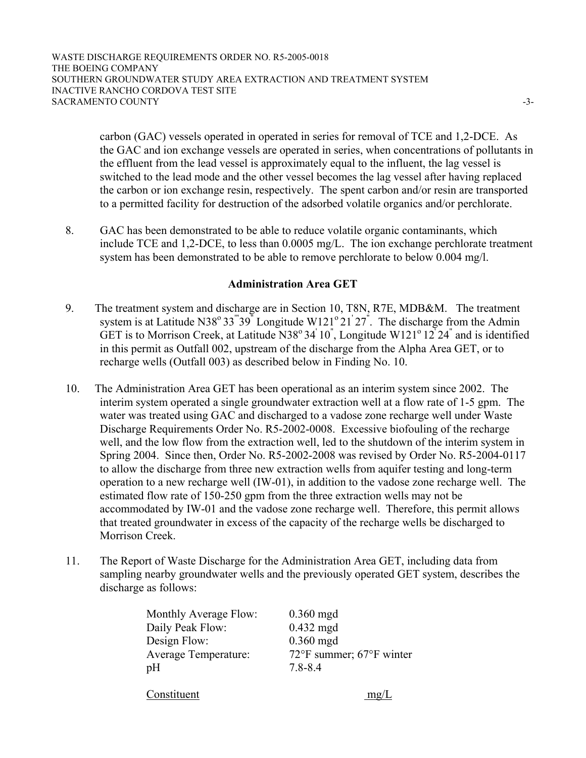carbon (GAC) vessels operated in operated in series for removal of TCE and 1,2-DCE. As the GAC and ion exchange vessels are operated in series, when concentrations of pollutants in the effluent from the lead vessel is approximately equal to the influent, the lag vessel is switched to the lead mode and the other vessel becomes the lag vessel after having replaced the carbon or ion exchange resin, respectively. The spent carbon and/or resin are transported to a permitted facility for destruction of the adsorbed volatile organics and/or perchlorate.

8. GAC has been demonstrated to be able to reduce volatile organic contaminants, which include TCE and 1,2-DCE, to less than 0.0005 mg/L. The ion exchange perchlorate treatment system has been demonstrated to be able to remove perchlorate to below 0.004 mg/l.

### Administration Area GET

9. The treatment system and discharge are in Section 10, T8N, R7E, MDB&M. The treatment system is at Latitude N38° 33''' 39" Longitude W121° 21' 27". The discharge from the Admin GET is to Morrison Creek, at Latitude N38° 34' 10", Longitude W121° 12' 24" and is identified in this permit as Outfall 002, upstream of the discharge from the Alpha Area GET, or to recharge wells (Outfall 003) as described below in Finding No. 10.

10. The Administration Area GET has been operational as an interim system since 2002. The interim system operated a single groundwater extraction well at a flow rate of 1-5 gpm. The water was treated using GAC and discharged to a vadose zone recharge well under Waste Discharge Requirements Order No. R5-2002-0008. Excessive biofouling of the recharge well, and the low flow from the extraction well, led to the shutdown of the interim system in Spring 2004. Since then, Order No. R5-2002-2008 was revised by Order No. R5-2004-0117 to allow the discharge from three new extraction wells from aquifer testing and long-term operation to a new recharge well (IW-01), in addition to the vadose zone recharge well. The estimated flow rate of 150-250 gpm from the three extraction wells may not be accommodated by IW-01 and the vadose zone recharge well. Therefore, this permit allows that treated groundwater in excess of the capacity of the recharge wells be discharged to Morrison Creek.

11. The Report of Waste Discharge for the Administration Area GET, including data from sampling nearby groundwater wells and the previously operated GET system, describes the discharge as follows:

| | |
|---|---|
| Monthly Average Flow: | 0.360 mgd |
| Daily Peak Flow: | 0.432 mgd |
| Design Flow: | 0.360 mgd |
| Average Temperature: | 72°F summer; 67°F winter |
| pH | 7.8-8.4 |

| Constituent | mg/L |
|---|---|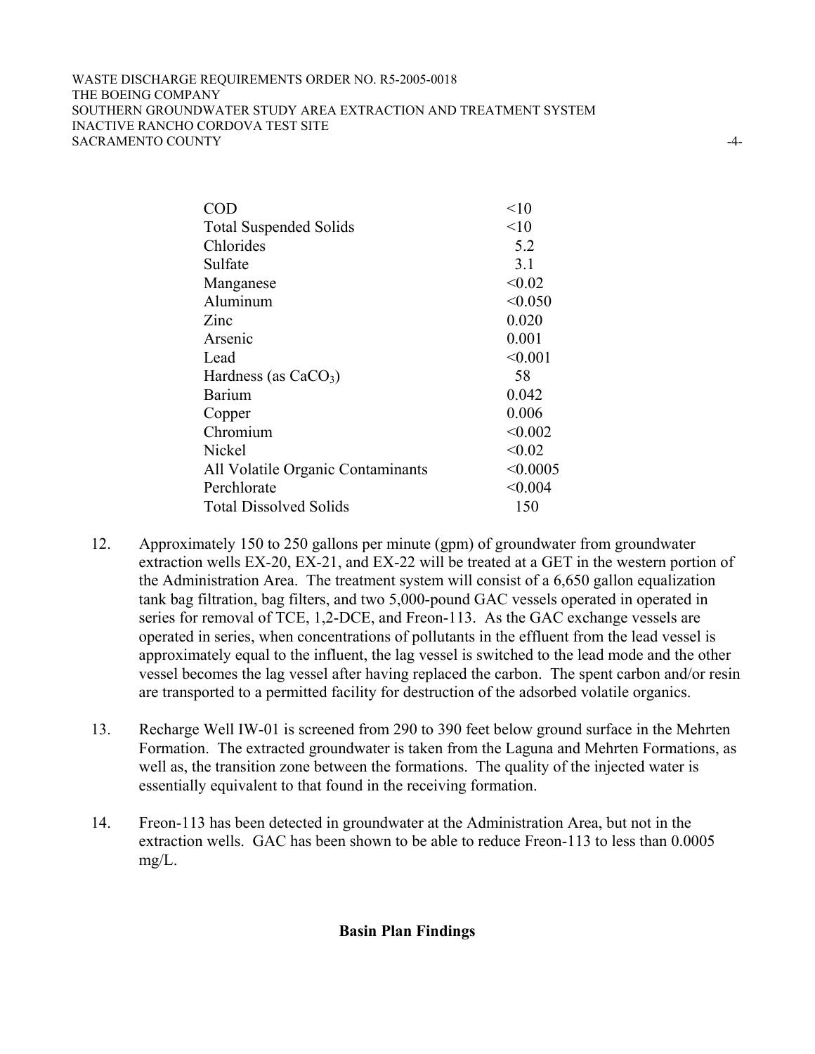| | |
|---|---|
| COD | <10 |
| Total Suspended Solids | <10 |
| Chlorides | 5.2 |
| Sulfate | 3.1 |
| Manganese | <0.02 |
| Aluminum | <0.050 |
| Zinc | 0.020 |
| Arsenic | 0.001 |
| Lead | <0.001 |
| Hardness (as $CaCO_3$) | 58 |
| Barium | 0.042 |
| Copper | 0.006 |
| Chromium | <0.002 |
| Nickel | <0.02 |
| All Volatile Organic Contaminants | <0.0005 |
| Perchlorate | <0.004 |
| Total Dissolved Solids | 150 |

12. Approximately 150 to 250 gallons per minute (gpm) of groundwater from groundwater extraction wells EX-20, EX-21, and EX-22 will be treated at a GET in the western portion of the Administration Area. The treatment system will consist of a 6,650 gallon equalization tank bag filtration, bag filters, and two 5,000-pound GAC vessels operated in operated in series for removal of TCE, 1,2-DCE, and Freon-113. As the GAC exchange vessels are operated in series, when concentrations of pollutants in the effluent from the lead vessel is approximately equal to the influent, the lag vessel is switched to the lead mode and the other vessel becomes the lag vessel after having replaced the carbon. The spent carbon and/or resin are transported to a permitted facility for destruction of the adsorbed volatile organics.

13. Recharge Well IW-01 is screened from 290 to 390 feet below ground surface in the Mehrten Formation. The extracted groundwater is taken from the Laguna and Mehrten Formations, as well as, the transition zone between the formations. The quality of the injected water is essentially equivalent to that found in the receiving formation.

14. Freon-113 has been detected in groundwater at the Administration Area, but not in the extraction wells. GAC has been shown to be able to reduce Freon-113 to less than 0.0005 mg/L.

**Basin Plan Findings**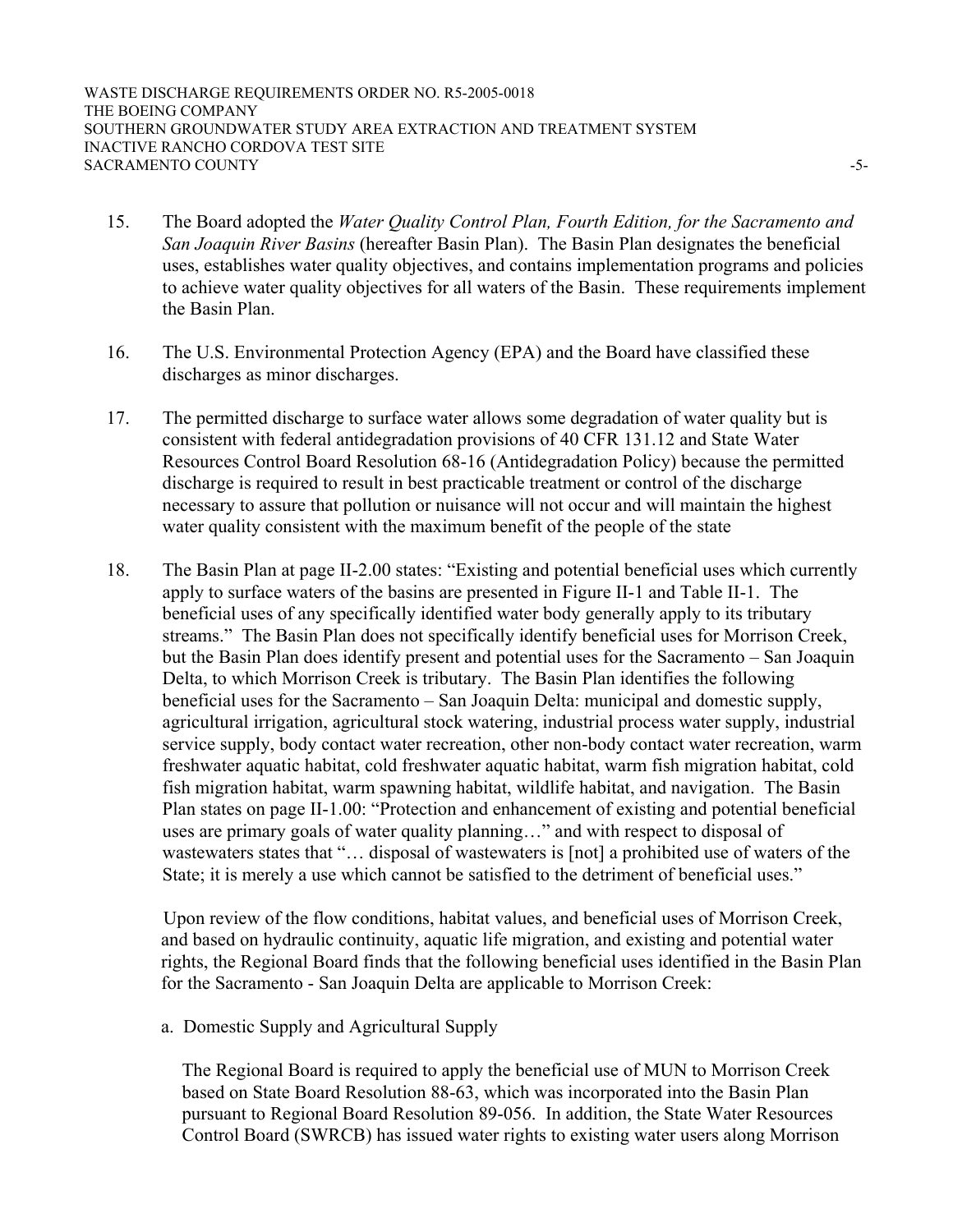15. The Board adopted the *Water Quality Control Plan, Fourth Edition, for the Sacramento and San Joaquin River Basins* (hereafter Basin Plan). The Basin Plan designates the beneficial uses, establishes water quality objectives, and contains implementation programs and policies to achieve water quality objectives for all waters of the Basin. These requirements implement the Basin Plan.

16. The U.S. Environmental Protection Agency (EPA) and the Board have classified these discharges as minor discharges.

17. The permitted discharge to surface water allows some degradation of water quality but is consistent with federal antidegradation provisions of 40 CFR 131.12 and State Water Resources Control Board Resolution 68-16 (Antidegradation Policy) because the permitted discharge is required to result in best practicable treatment or control of the discharge necessary to assure that pollution or nuisance will not occur and will maintain the highest water quality consistent with the maximum benefit of the people of the state

18. The Basin Plan at page II-2.00 states: "Existing and potential beneficial uses which currently apply to surface waters of the basins are presented in Figure II-1 and Table II-1. The beneficial uses of any specifically identified water body generally apply to its tributary streams." The Basin Plan does not specifically identify beneficial uses for Morrison Creek, but the Basin Plan does identify present and potential uses for the Sacramento – San Joaquin Delta, to which Morrison Creek is tributary. The Basin Plan identifies the following beneficial uses for the Sacramento – San Joaquin Delta: municipal and domestic supply, agricultural irrigation, agricultural stock watering, industrial process water supply, industrial service supply, body contact water recreation, other non-body contact water recreation, warm freshwater aquatic habitat, cold freshwater aquatic habitat, warm fish migration habitat, cold fish migration habitat, warm spawning habitat, wildlife habitat, and navigation. The Basin Plan states on page II-1.00: "Protection and enhancement of existing and potential beneficial uses are primary goals of water quality planning…" and with respect to disposal of wastewaters states that "… disposal of wastewaters is [not] a prohibited use of waters of the State; it is merely a use which cannot be satisfied to the detriment of beneficial uses."

    Upon review of the flow conditions, habitat values, and beneficial uses of Morrison Creek, and based on hydraulic continuity, aquatic life migration, and existing and potential water rights, the Regional Board finds that the following beneficial uses identified in the Basin Plan for the Sacramento - San Joaquin Delta are applicable to Morrison Creek:

    a. Domestic Supply and Agricultural Supply

    The Regional Board is required to apply the beneficial use of MUN to Morrison Creek based on State Board Resolution 88-63, which was incorporated into the Basin Plan pursuant to Regional Board Resolution 89-056. In addition, the State Water Resources Control Board (SWRCB) has issued water rights to existing water users along Morrison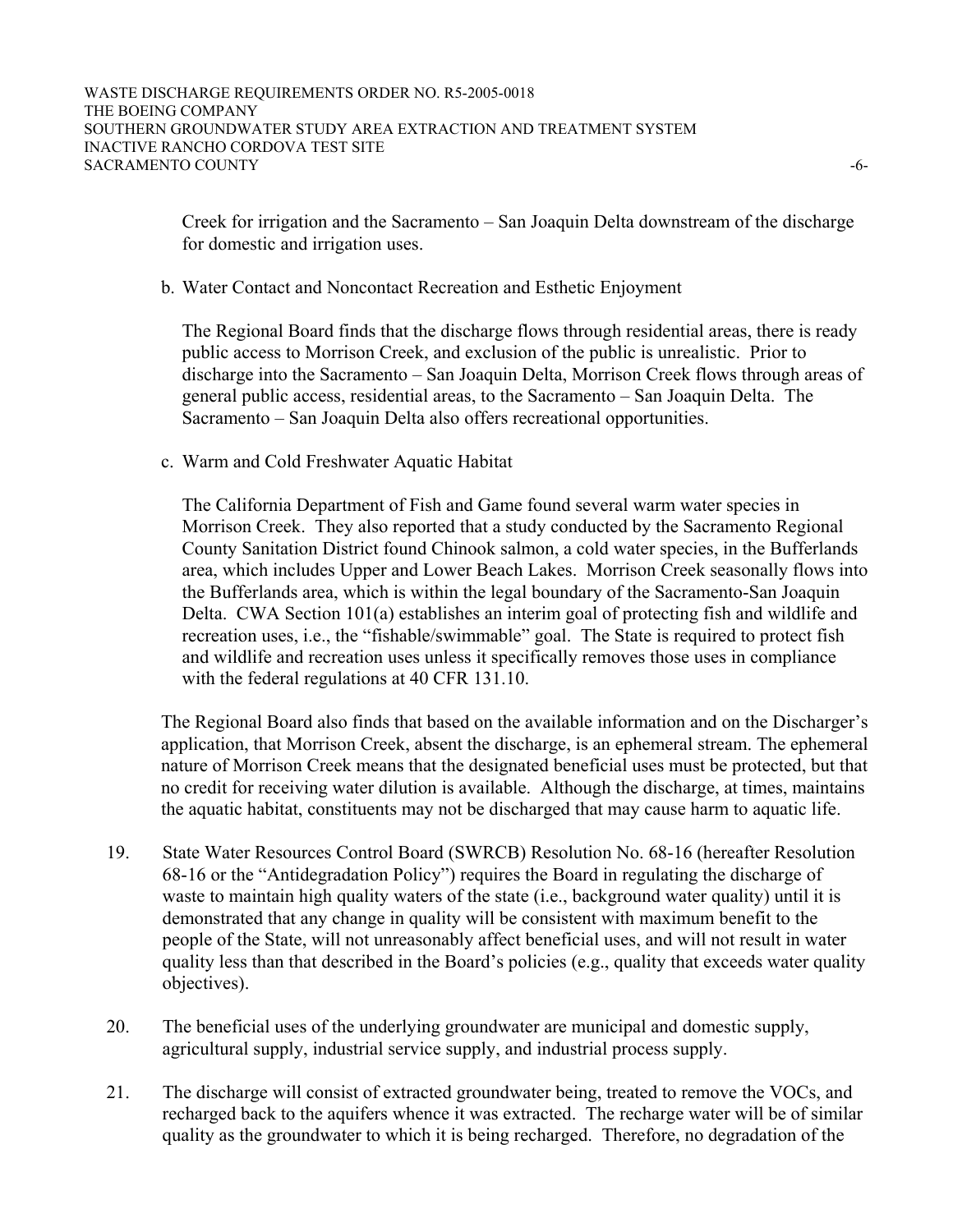Creek for irrigation and the Sacramento – San Joaquin Delta downstream of the discharge for domestic and irrigation uses.

b. Water Contact and Noncontact Recreation and Esthetic Enjoyment

   The Regional Board finds that the discharge flows through residential areas, there is ready public access to Morrison Creek, and exclusion of the public is unrealistic. Prior to discharge into the Sacramento – San Joaquin Delta, Morrison Creek flows through areas of general public access, residential areas, to the Sacramento – San Joaquin Delta. The Sacramento – San Joaquin Delta also offers recreational opportunities.

c. Warm and Cold Freshwater Aquatic Habitat

   The California Department of Fish and Game found several warm water species in Morrison Creek. They also reported that a study conducted by the Sacramento Regional County Sanitation District found Chinook salmon, a cold water species, in the Bufferlands area, which includes Upper and Lower Beach Lakes. Morrison Creek seasonally flows into the Bufferlands area, which is within the legal boundary of the Sacramento-San Joaquin Delta. CWA Section 101(a) establishes an interim goal of protecting fish and wildlife and recreation uses, i.e., the "fishable/swimmable" goal. The State is required to protect fish and wildlife and recreation uses unless it specifically removes those uses in compliance with the federal regulations at 40 CFR 131.10.

The Regional Board also finds that based on the available information and on the Discharger's application, that Morrison Creek, absent the discharge, is an ephemeral stream. The ephemeral nature of Morrison Creek means that the designated beneficial uses must be protected, but that no credit for receiving water dilution is available. Although the discharge, at times, maintains the aquatic habitat, constituents may not be discharged that may cause harm to aquatic life.

19. State Water Resources Control Board (SWRCB) Resolution No. 68-16 (hereafter Resolution 68-16 or the "Antidegradation Policy") requires the Board in regulating the discharge of waste to maintain high quality waters of the state (i.e., background water quality) until it is demonstrated that any change in quality will be consistent with maximum benefit to the people of the State, will not unreasonably affect beneficial uses, and will not result in water quality less than that described in the Board's policies (e.g., quality that exceeds water quality objectives).

20. The beneficial uses of the underlying groundwater are municipal and domestic supply, agricultural supply, industrial service supply, and industrial process supply.

21. The discharge will consist of extracted groundwater being, treated to remove the VOCs, and recharged back to the aquifers whence it was extracted. The recharge water will be of similar quality as the groundwater to which it is being recharged. Therefore, no degradation of the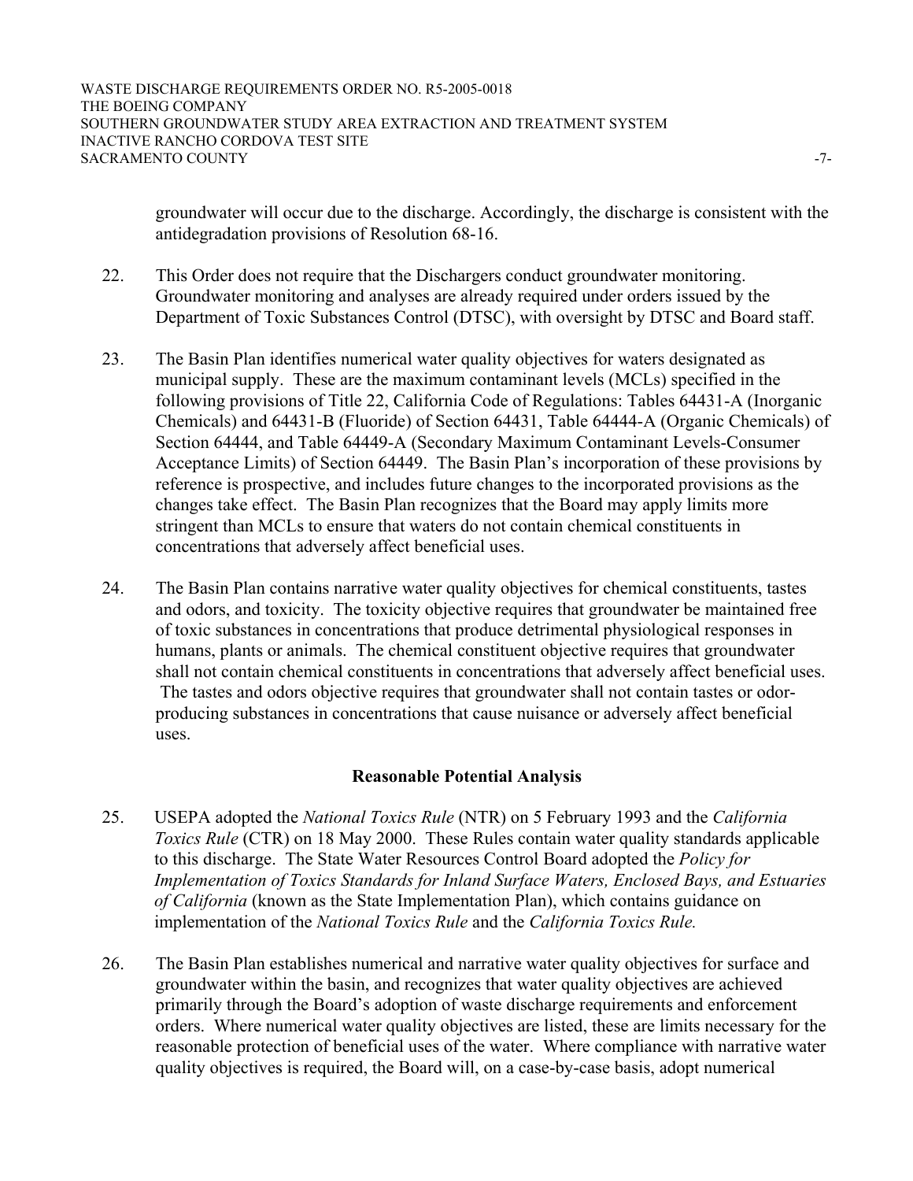groundwater will occur due to the discharge. Accordingly, the discharge is consistent with the antidegradation provisions of Resolution 68-16.

22. This Order does not require that the Dischargers conduct groundwater monitoring. Groundwater monitoring and analyses are already required under orders issued by the Department of Toxic Substances Control (DTSC), with oversight by DTSC and Board staff.

23. The Basin Plan identifies numerical water quality objectives for waters designated as municipal supply. These are the maximum contaminant levels (MCLs) specified in the following provisions of Title 22, California Code of Regulations: Tables 64431-A (Inorganic Chemicals) and 64431-B (Fluoride) of Section 64431, Table 64444-A (Organic Chemicals) of Section 64444, and Table 64449-A (Secondary Maximum Contaminant Levels-Consumer Acceptance Limits) of Section 64449. The Basin Plan's incorporation of these provisions by reference is prospective, and includes future changes to the incorporated provisions as the changes take effect. The Basin Plan recognizes that the Board may apply limits more stringent than MCLs to ensure that waters do not contain chemical constituents in concentrations that adversely affect beneficial uses.

24. The Basin Plan contains narrative water quality objectives for chemical constituents, tastes and odors, and toxicity. The toxicity objective requires that groundwater be maintained free of toxic substances in concentrations that produce detrimental physiological responses in humans, plants or animals. The chemical constituent objective requires that groundwater shall not contain chemical constituents in concentrations that adversely affect beneficial uses. The tastes and odors objective requires that groundwater shall not contain tastes or odor-producing substances in concentrations that cause nuisance or adversely affect beneficial uses.

**Reasonable Potential Analysis**

25. USEPA adopted the *National Toxics Rule* (NTR) on 5 February 1993 and the *California Toxics Rule* (CTR) on 18 May 2000. These Rules contain water quality standards applicable to this discharge. The State Water Resources Control Board adopted the *Policy for Implementation of Toxics Standards for Inland Surface Waters, Enclosed Bays, and Estuaries of California* (known as the State Implementation Plan), which contains guidance on implementation of the *National Toxics Rule* and the *California Toxics Rule.*

26. The Basin Plan establishes numerical and narrative water quality objectives for surface and groundwater within the basin, and recognizes that water quality objectives are achieved primarily through the Board's adoption of waste discharge requirements and enforcement orders. Where numerical water quality objectives are listed, these are limits necessary for the reasonable protection of beneficial uses of the water. Where compliance with narrative water quality objectives is required, the Board will, on a case-by-case basis, adopt numerical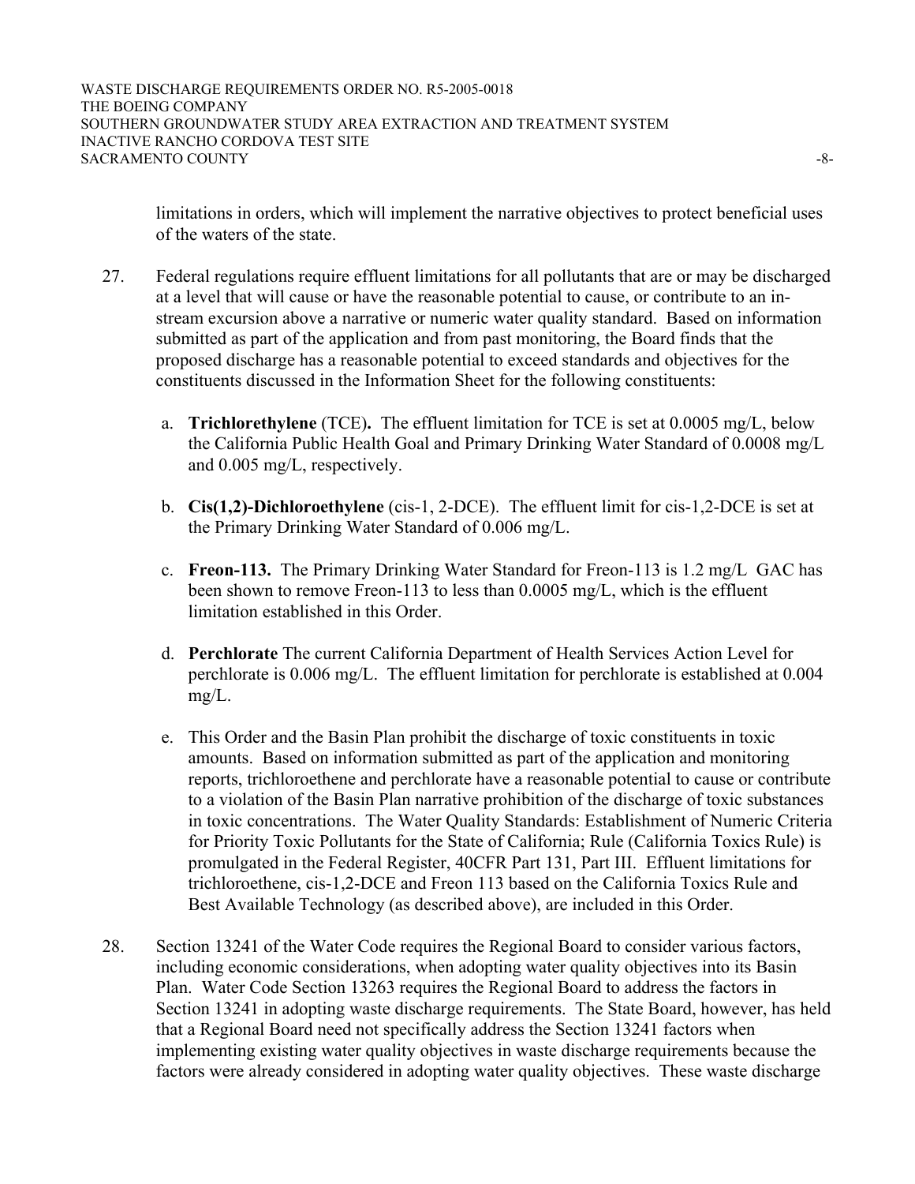limitations in orders, which will implement the narrative objectives to protect beneficial uses of the waters of the state.

27. Federal regulations require effluent limitations for all pollutants that are or may be discharged at a level that will cause or have the reasonable potential to cause, or contribute to an in-stream excursion above a narrative or numeric water quality standard. Based on information submitted as part of the application and from past monitoring, the Board finds that the proposed discharge has a reasonable potential to exceed standards and objectives for the constituents discussed in the Information Sheet for the following constituents:

    a. **Trichlorethylene** (TCE)**.** The effluent limitation for TCE is set at 0.0005 mg/L, below the California Public Health Goal and Primary Drinking Water Standard of 0.0008 mg/L and 0.005 mg/L, respectively.

    b. **Cis(1,2)-Dichloroethylene** (cis-1, 2-DCE). The effluent limit for cis-1,2-DCE is set at the Primary Drinking Water Standard of 0.006 mg/L.

    c. **Freon-113.** The Primary Drinking Water Standard for Freon-113 is 1.2 mg/L GAC has been shown to remove Freon-113 to less than 0.0005 mg/L, which is the effluent limitation established in this Order.

    d. **Perchlorate** The current California Department of Health Services Action Level for perchlorate is 0.006 mg/L. The effluent limitation for perchlorate is established at 0.004 mg/L.

    e. This Order and the Basin Plan prohibit the discharge of toxic constituents in toxic amounts. Based on information submitted as part of the application and monitoring reports, trichloroethene and perchlorate have a reasonable potential to cause or contribute to a violation of the Basin Plan narrative prohibition of the discharge of toxic substances in toxic concentrations. The Water Quality Standards: Establishment of Numeric Criteria for Priority Toxic Pollutants for the State of California; Rule (California Toxics Rule) is promulgated in the Federal Register, 40CFR Part 131, Part III. Effluent limitations for trichloroethene, cis-1,2-DCE and Freon 113 based on the California Toxics Rule and Best Available Technology (as described above), are included in this Order.

28. Section 13241 of the Water Code requires the Regional Board to consider various factors, including economic considerations, when adopting water quality objectives into its Basin Plan. Water Code Section 13263 requires the Regional Board to address the factors in Section 13241 in adopting waste discharge requirements. The State Board, however, has held that a Regional Board need not specifically address the Section 13241 factors when implementing existing water quality objectives in waste discharge requirements because the factors were already considered in adopting water quality objectives. These waste discharge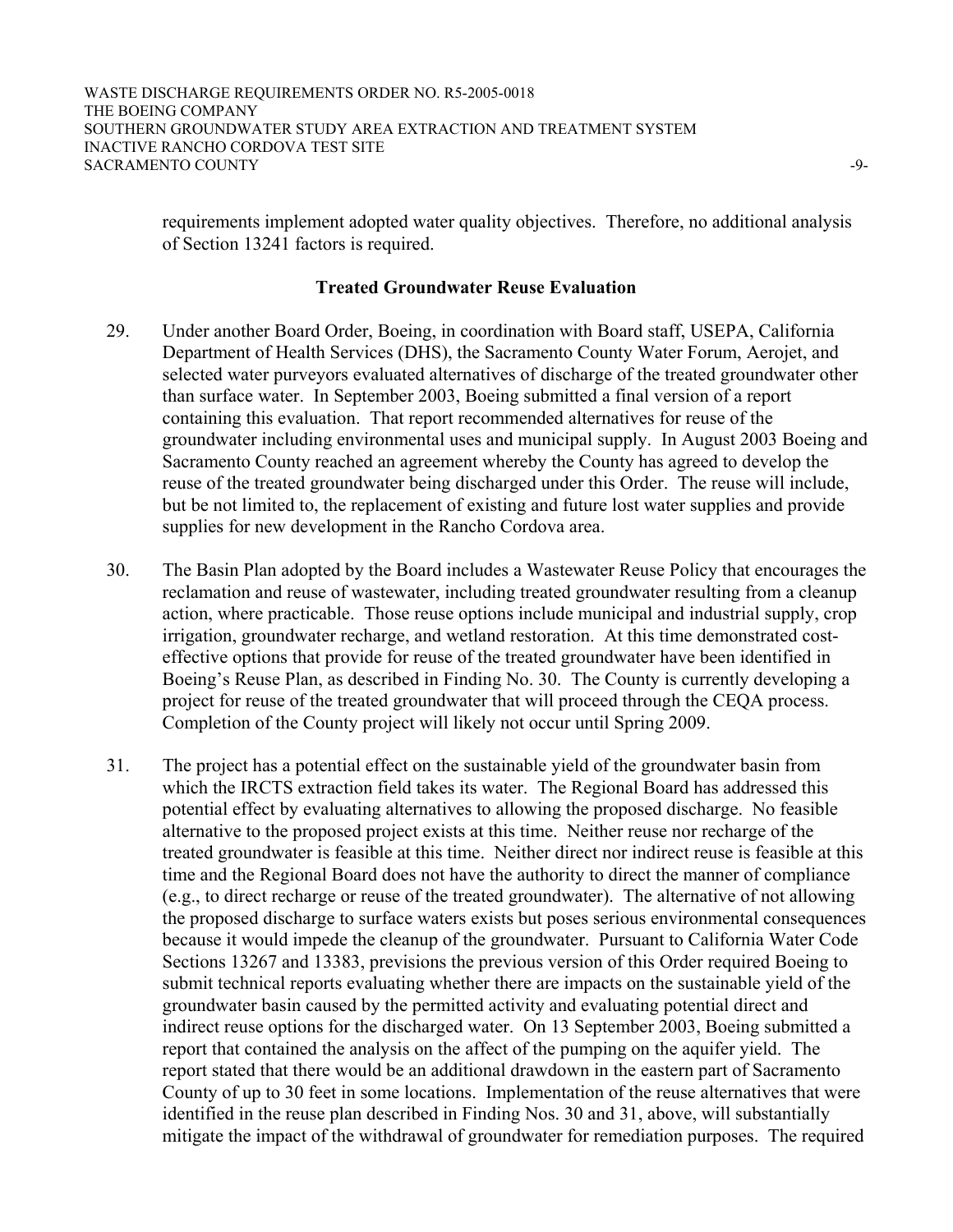requirements implement adopted water quality objectives. Therefore, no additional analysis of Section 13241 factors is required.

### Treated Groundwater Reuse Evaluation

29. Under another Board Order, Boeing, in coordination with Board staff, USEPA, California Department of Health Services (DHS), the Sacramento County Water Forum, Aerojet, and selected water purveyors evaluated alternatives of discharge of the treated groundwater other than surface water. In September 2003, Boeing submitted a final version of a report containing this evaluation. That report recommended alternatives for reuse of the groundwater including environmental uses and municipal supply. In August 2003 Boeing and Sacramento County reached an agreement whereby the County has agreed to develop the reuse of the treated groundwater being discharged under this Order. The reuse will include, but be not limited to, the replacement of existing and future lost water supplies and provide supplies for new development in the Rancho Cordova area.

30. The Basin Plan adopted by the Board includes a Wastewater Reuse Policy that encourages the reclamation and reuse of wastewater, including treated groundwater resulting from a cleanup action, where practicable. Those reuse options include municipal and industrial supply, crop irrigation, groundwater recharge, and wetland restoration. At this time demonstrated cost-effective options that provide for reuse of the treated groundwater have been identified in Boeing's Reuse Plan, as described in Finding No. 30. The County is currently developing a project for reuse of the treated groundwater that will proceed through the CEQA process. Completion of the County project will likely not occur until Spring 2009.

31. The project has a potential effect on the sustainable yield of the groundwater basin from which the IRCTS extraction field takes its water. The Regional Board has addressed this potential effect by evaluating alternatives to allowing the proposed discharge. No feasible alternative to the proposed project exists at this time. Neither reuse nor recharge of the treated groundwater is feasible at this time. Neither direct nor indirect reuse is feasible at this time and the Regional Board does not have the authority to direct the manner of compliance (e.g., to direct recharge or reuse of the treated groundwater). The alternative of not allowing the proposed discharge to surface waters exists but poses serious environmental consequences because it would impede the cleanup of the groundwater. Pursuant to California Water Code Sections 13267 and 13383, previsions the previous version of this Order required Boeing to submit technical reports evaluating whether there are impacts on the sustainable yield of the groundwater basin caused by the permitted activity and evaluating potential direct and indirect reuse options for the discharged water. On 13 September 2003, Boeing submitted a report that contained the analysis on the affect of the pumping on the aquifer yield. The report stated that there would be an additional drawdown in the eastern part of Sacramento County of up to 30 feet in some locations. Implementation of the reuse alternatives that were identified in the reuse plan described in Finding Nos. 30 and 31, above, will substantially mitigate the impact of the withdrawal of groundwater for remediation purposes. The required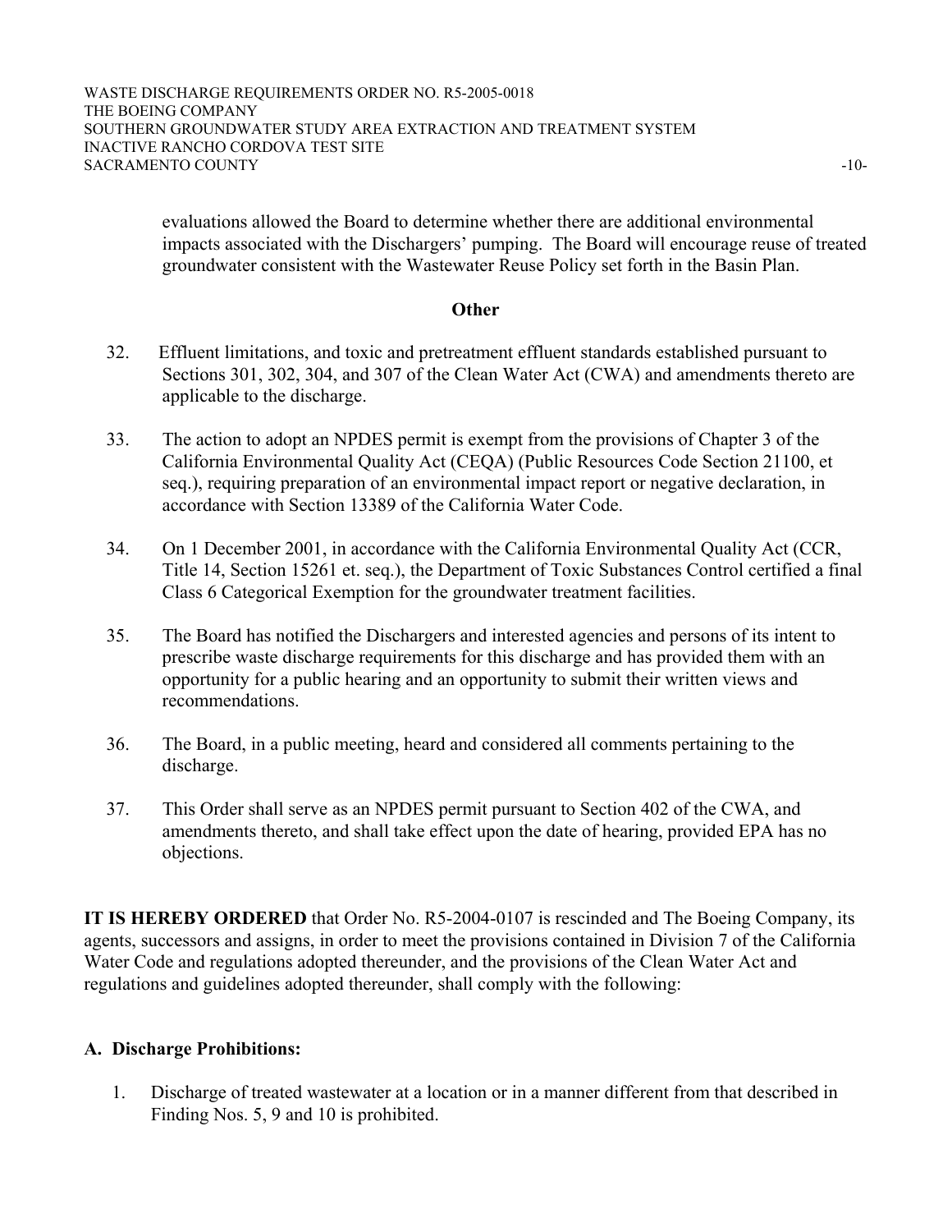evaluations allowed the Board to determine whether there are additional environmental impacts associated with the Dischargers' pumping. The Board will encourage reuse of treated groundwater consistent with the Wastewater Reuse Policy set forth in the Basin Plan.

## Other

32. Effluent limitations, and toxic and pretreatment effluent standards established pursuant to Sections 301, 302, 304, and 307 of the Clean Water Act (CWA) and amendments thereto are applicable to the discharge.

33. The action to adopt an NPDES permit is exempt from the provisions of Chapter 3 of the California Environmental Quality Act (CEQA) (Public Resources Code Section 21100, et seq.), requiring preparation of an environmental impact report or negative declaration, in accordance with Section 13389 of the California Water Code.

34. On 1 December 2001, in accordance with the California Environmental Quality Act (CCR, Title 14, Section 15261 et. seq.), the Department of Toxic Substances Control certified a final Class 6 Categorical Exemption for the groundwater treatment facilities.

35. The Board has notified the Dischargers and interested agencies and persons of its intent to prescribe waste discharge requirements for this discharge and has provided them with an opportunity for a public hearing and an opportunity to submit their written views and recommendations.

36. The Board, in a public meeting, heard and considered all comments pertaining to the discharge.

37. This Order shall serve as an NPDES permit pursuant to Section 402 of the CWA, and amendments thereto, and shall take effect upon the date of hearing, provided EPA has no objections.

**IT IS HEREBY ORDERED** that Order No. R5-2004-0107 is rescinded and The Boeing Company, its agents, successors and assigns, in order to meet the provisions contained in Division 7 of the California Water Code and regulations adopted thereunder, and the provisions of the Clean Water Act and regulations and guidelines adopted thereunder, shall comply with the following:

## A. Discharge Prohibitions:

1. Discharge of treated wastewater at a location or in a manner different from that described in Finding Nos. 5, 9 and 10 is prohibited.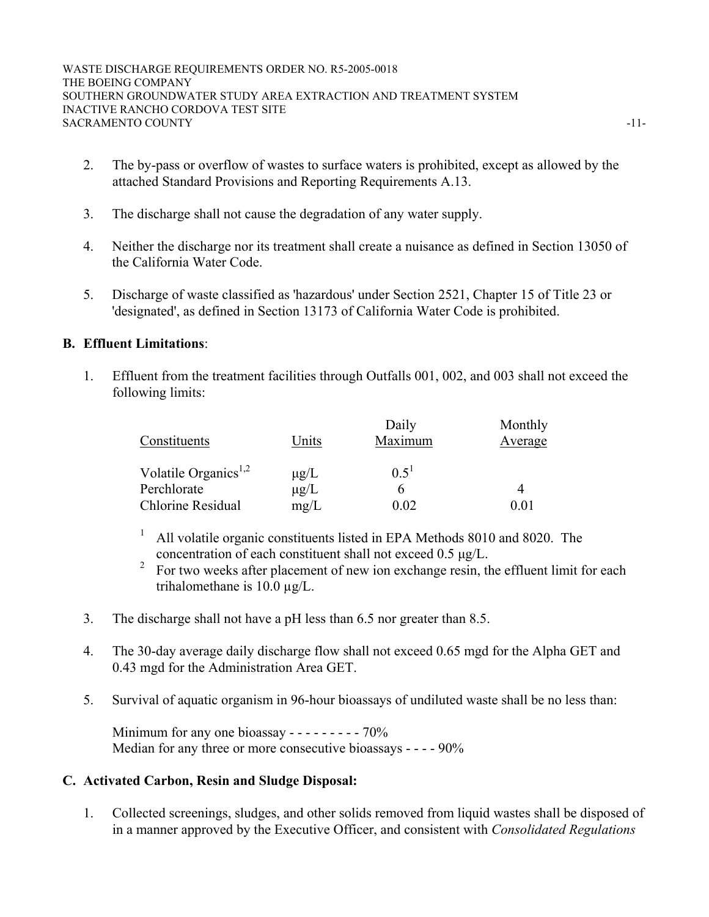2. The by-pass or overflow of wastes to surface waters is prohibited, except as allowed by the attached Standard Provisions and Reporting Requirements A.13.

3. The discharge shall not cause the degradation of any water supply.

4. Neither the discharge nor its treatment shall create a nuisance as defined in Section 13050 of the California Water Code.

5. Discharge of waste classified as 'hazardous' under Section 2521, Chapter 15 of Title 23 or 'designated', as defined in Section 13173 of California Water Code is prohibited.

**B. Effluent Limitations**:

1. Effluent from the treatment facilities through Outfalls 001, 002, and 003 shall not exceed the following limits:

| Constituents | Units | Daily Maximum | Monthly Average |
|---|---|---|---|
| Volatile Organics[1,2] | µg/L | 0.5[1] | |
| Perchlorate | µg/L | 6 | 4 |
| Chlorine Residual | mg/L | 0.02 | 0.01 |

[1] All volatile organic constituents listed in EPA Methods 8010 and 8020. The concentration of each constituent shall not exceed 0.5 µg/L.

[2] For two weeks after placement of new ion exchange resin, the effluent limit for each trihalomethane is 10.0 µg/L.

3. The discharge shall not have a pH less than 6.5 nor greater than 8.5.

4. The 30-day average daily discharge flow shall not exceed 0.65 mgd for the Alpha GET and 0.43 mgd for the Administration Area GET.

5. Survival of aquatic organism in 96-hour bioassays of undiluted waste shall be no less than:

   Minimum for any one bioassay - - - - - - - - - 70%
   Median for any three or more consecutive bioassays - - - - 90%

**C. Activated Carbon, Resin and Sludge Disposal:**

1. Collected screenings, sludges, and other solids removed from liquid wastes shall be disposed of in a manner approved by the Executive Officer, and consistent with *Consolidated Regulations*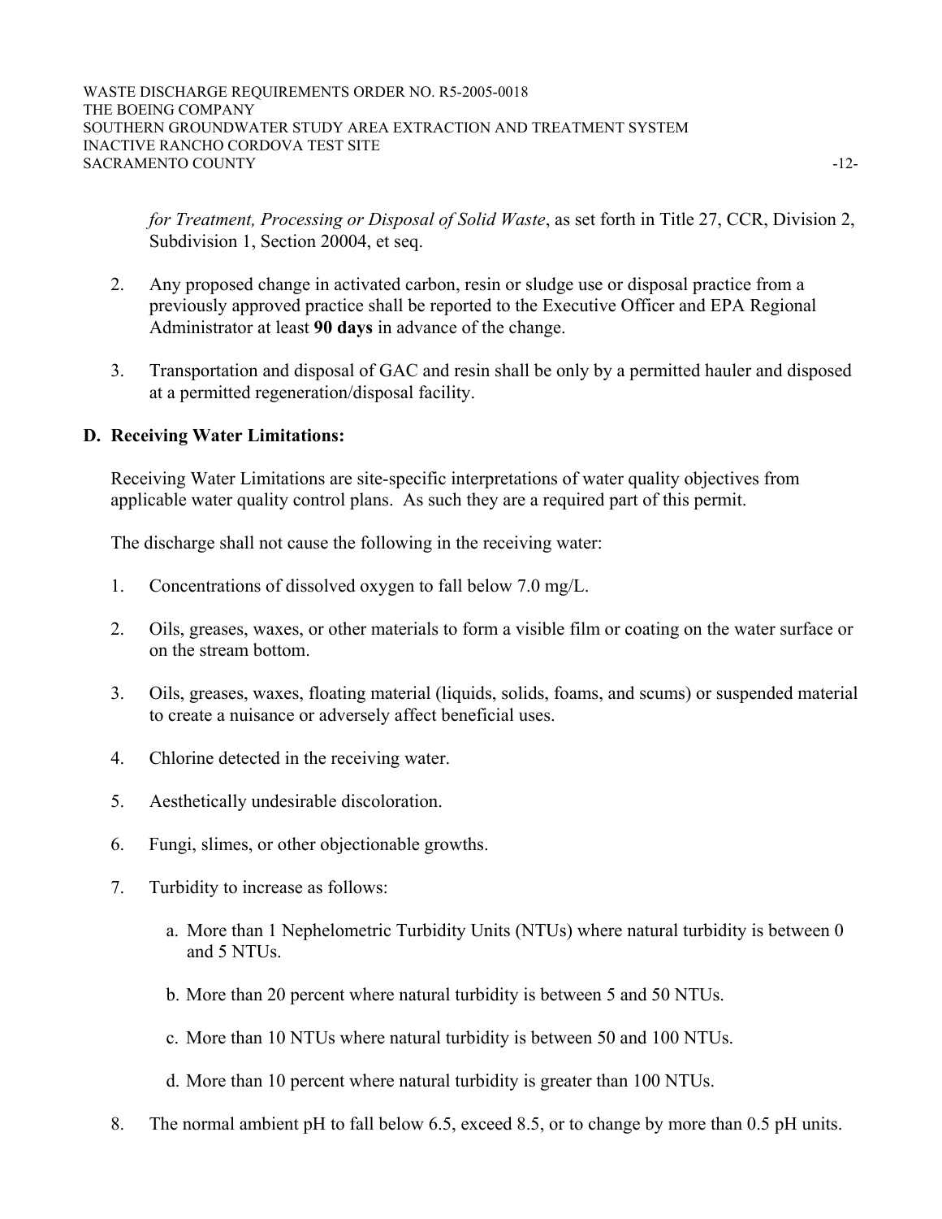*for Treatment, Processing or Disposal of Solid Waste*, as set forth in Title 27, CCR, Division 2, Subdivision 1, Section 20004, et seq.

2. Any proposed change in activated carbon, resin or sludge use or disposal practice from a previously approved practice shall be reported to the Executive Officer and EPA Regional Administrator at least **90 days** in advance of the change.

3. Transportation and disposal of GAC and resin shall be only by a permitted hauler and disposed at a permitted regeneration/disposal facility.

## D. Receiving Water Limitations:

Receiving Water Limitations are site-specific interpretations of water quality objectives from applicable water quality control plans. As such they are a required part of this permit.

The discharge shall not cause the following in the receiving water:

1. Concentrations of dissolved oxygen to fall below 7.0 mg/L.

2. Oils, greases, waxes, or other materials to form a visible film or coating on the water surface or on the stream bottom.

3. Oils, greases, waxes, floating material (liquids, solids, foams, and scums) or suspended material to create a nuisance or adversely affect beneficial uses.

4. Chlorine detected in the receiving water.

5. Aesthetically undesirable discoloration.

6. Fungi, slimes, or other objectionable growths.

7. Turbidity to increase as follows:

   a. More than 1 Nephelometric Turbidity Units (NTUs) where natural turbidity is between 0 and 5 NTUs.

   b. More than 20 percent where natural turbidity is between 5 and 50 NTUs.

   c. More than 10 NTUs where natural turbidity is between 50 and 100 NTUs.

   d. More than 10 percent where natural turbidity is greater than 100 NTUs.

8. The normal ambient pH to fall below 6.5, exceed 8.5, or to change by more than 0.5 pH units.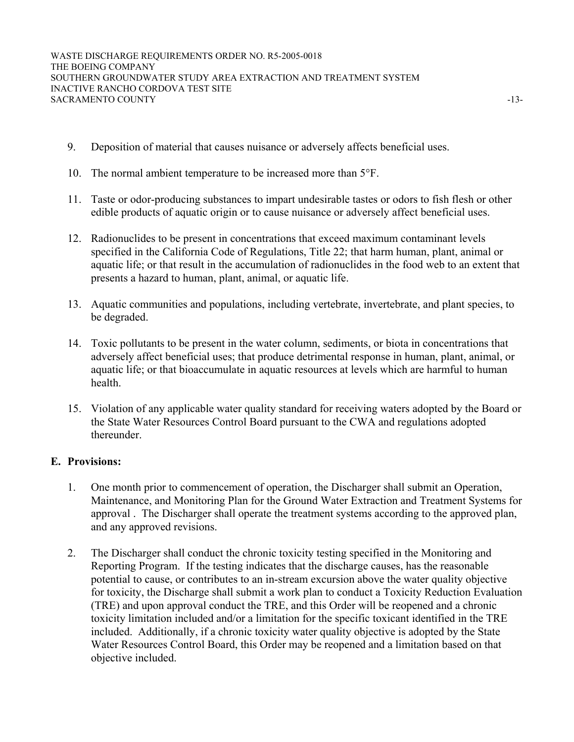9. Deposition of material that causes nuisance or adversely affects beneficial uses.

10. The normal ambient temperature to be increased more than 5°F.

11. Taste or odor-producing substances to impart undesirable tastes or odors to fish flesh or other edible products of aquatic origin or to cause nuisance or adversely affect beneficial uses.

12. Radionuclides to be present in concentrations that exceed maximum contaminant levels specified in the California Code of Regulations, Title 22; that harm human, plant, animal or aquatic life; or that result in the accumulation of radionuclides in the food web to an extent that presents a hazard to human, plant, animal, or aquatic life.

13. Aquatic communities and populations, including vertebrate, invertebrate, and plant species, to be degraded.

14. Toxic pollutants to be present in the water column, sediments, or biota in concentrations that adversely affect beneficial uses; that produce detrimental response in human, plant, animal, or aquatic life; or that bioaccumulate in aquatic resources at levels which are harmful to human health.

15. Violation of any applicable water quality standard for receiving waters adopted by the Board or the State Water Resources Control Board pursuant to the CWA and regulations adopted thereunder.

## E. Provisions:

1. One month prior to commencement of operation, the Discharger shall submit an Operation, Maintenance, and Monitoring Plan for the Ground Water Extraction and Treatment Systems for approval . The Discharger shall operate the treatment systems according to the approved plan, and any approved revisions.

2. The Discharger shall conduct the chronic toxicity testing specified in the Monitoring and Reporting Program. If the testing indicates that the discharge causes, has the reasonable potential to cause, or contributes to an in-stream excursion above the water quality objective for toxicity, the Discharge shall submit a work plan to conduct a Toxicity Reduction Evaluation (TRE) and upon approval conduct the TRE, and this Order will be reopened and a chronic toxicity limitation included and/or a limitation for the specific toxicant identified in the TRE included. Additionally, if a chronic toxicity water quality objective is adopted by the State Water Resources Control Board, this Order may be reopened and a limitation based on that objective included.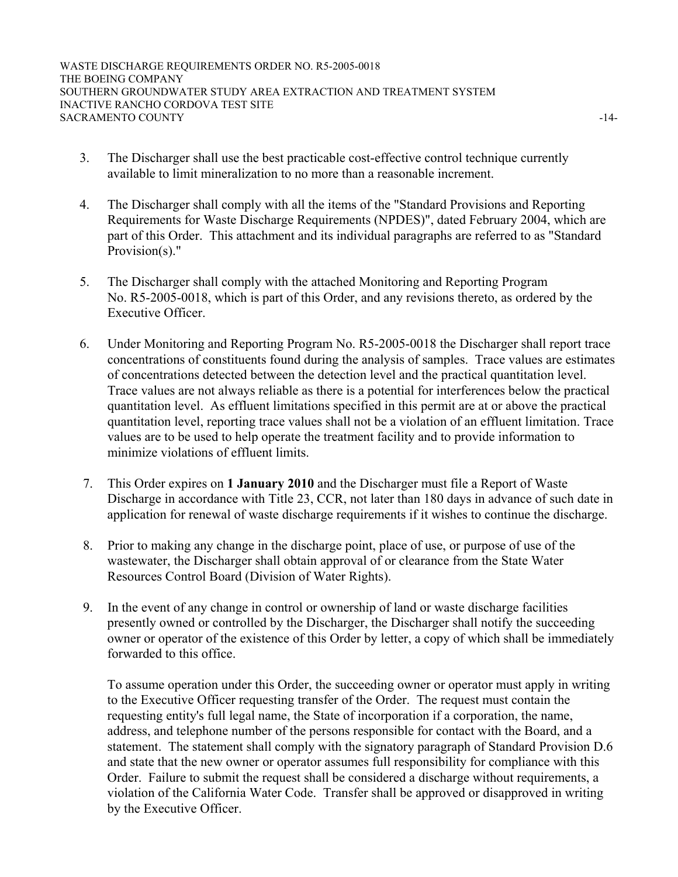3. The Discharger shall use the best practicable cost-effective control technique currently available to limit mineralization to no more than a reasonable increment.

4. The Discharger shall comply with all the items of the "Standard Provisions and Reporting Requirements for Waste Discharge Requirements (NPDES)", dated February 2004, which are part of this Order. This attachment and its individual paragraphs are referred to as "Standard Provision(s)."

5. The Discharger shall comply with the attached Monitoring and Reporting Program No. R5-2005-0018, which is part of this Order, and any revisions thereto, as ordered by the Executive Officer.

6. Under Monitoring and Reporting Program No. R5-2005-0018 the Discharger shall report trace concentrations of constituents found during the analysis of samples. Trace values are estimates of concentrations detected between the detection level and the practical quantitation level. Trace values are not always reliable as there is a potential for interferences below the practical quantitation level. As effluent limitations specified in this permit are at or above the practical quantitation level, reporting trace values shall not be a violation of an effluent limitation. Trace values are to be used to help operate the treatment facility and to provide information to minimize violations of effluent limits.

7. This Order expires on **1 January 2010** and the Discharger must file a Report of Waste Discharge in accordance with Title 23, CCR, not later than 180 days in advance of such date in application for renewal of waste discharge requirements if it wishes to continue the discharge.

8. Prior to making any change in the discharge point, place of use, or purpose of use of the wastewater, the Discharger shall obtain approval of or clearance from the State Water Resources Control Board (Division of Water Rights).

9. In the event of any change in control or ownership of land or waste discharge facilities presently owned or controlled by the Discharger, the Discharger shall notify the succeeding owner or operator of the existence of this Order by letter, a copy of which shall be immediately forwarded to this office.

   To assume operation under this Order, the succeeding owner or operator must apply in writing to the Executive Officer requesting transfer of the Order. The request must contain the requesting entity's full legal name, the State of incorporation if a corporation, the name, address, and telephone number of the persons responsible for contact with the Board, and a statement. The statement shall comply with the signatory paragraph of Standard Provision D.6 and state that the new owner or operator assumes full responsibility for compliance with this Order. Failure to submit the request shall be considered a discharge without requirements, a violation of the California Water Code. Transfer shall be approved or disapproved in writing by the Executive Officer.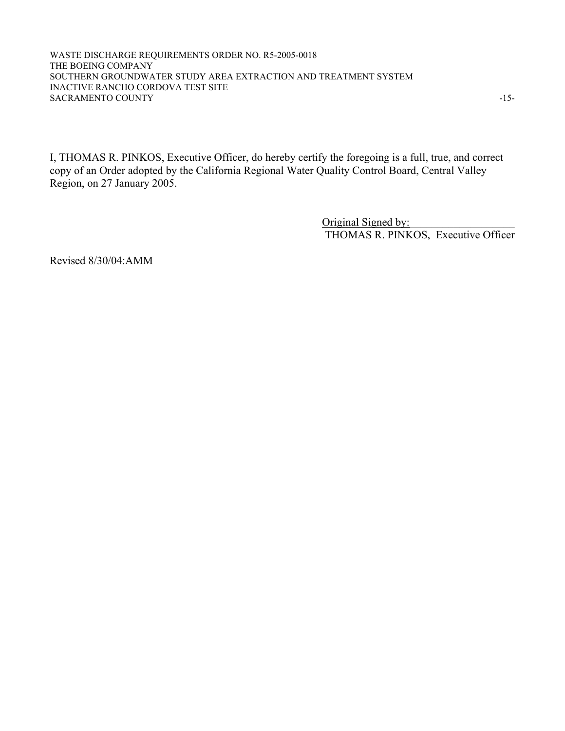I, THOMAS R. PINKOS, Executive Officer, do hereby certify the foregoing is a full, true, and correct copy of an Order adopted by the California Regional Water Quality Control Board, Central Valley Region, on 27 January 2005.

Original Signed by:

THOMAS R. PINKOS, Executive Officer

Revised 8/30/04:AMM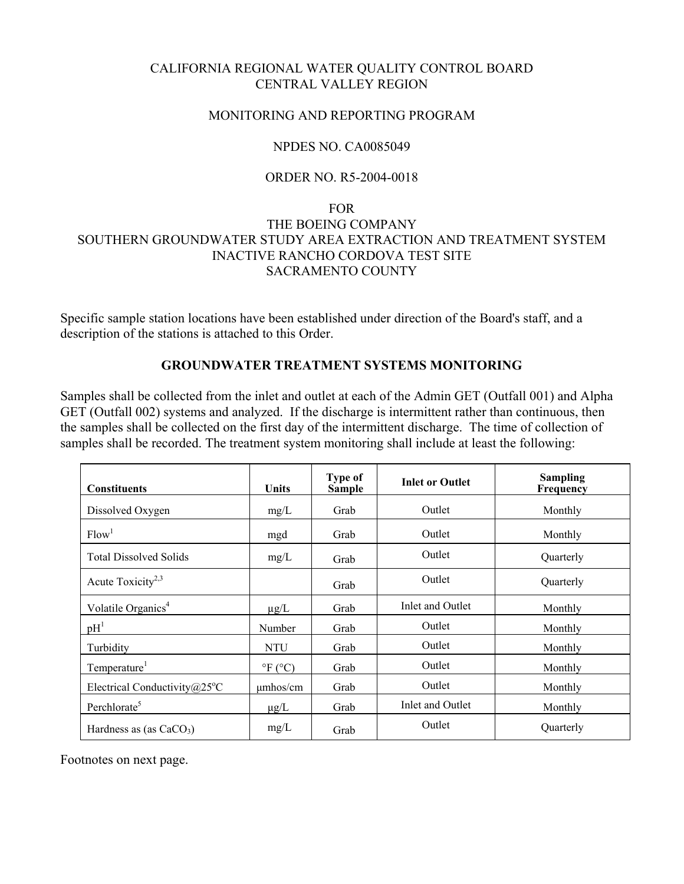CALIFORNIA REGIONAL WATER QUALITY CONTROL BOARD
CENTRAL VALLEY REGION

MONITORING AND REPORTING PROGRAM

NPDES NO. CA0085049

ORDER NO. R5-2004-0018

FOR
THE BOEING COMPANY
SOUTHERN GROUNDWATER STUDY AREA EXTRACTION AND TREATMENT SYSTEM
INACTIVE RANCHO CORDOVA TEST SITE
SACRAMENTO COUNTY

Specific sample station locations have been established under direction of the Board's staff, and a description of the stations is attached to this Order.

## GROUNDWATER TREATMENT SYSTEMS MONITORING

Samples shall be collected from the inlet and outlet at each of the Admin GET (Outfall 001) and Alpha GET (Outfall 002) systems and analyzed. If the discharge is intermittent rather than continuous, then the samples shall be collected on the first day of the intermittent discharge. The time of collection of samples shall be recorded. The treatment system monitoring shall include at least the following:

| Constituents | Units | Type of Sample | Inlet or Outlet | Sampling Frequency |
|---|---|---|---|---|
| Dissolved Oxygen | mg/L | Grab | Outlet | Monthly |
| Flow[1] | mgd | Grab | Outlet | Monthly |
| Total Dissolved Solids | mg/L | Grab | Outlet | Quarterly |
| Acute Toxicity[2,3] | | Grab | Outlet | Quarterly |
| Volatile Organics[4] | μg/L | Grab | Inlet and Outlet | Monthly |
| pH[1] | Number | Grab | Outlet | Monthly |
| Turbidity | NTU | Grab | Outlet | Monthly |
| Temperature[1] | °F (°C) | Grab | Outlet | Monthly |
| Electrical Conductivity@25°C | μmhos/cm | Grab | Outlet | Monthly |
| Perchlorate[5] | μg/L | Grab | Inlet and Outlet | Monthly |
| Hardness as (as $CaCO_3$) | mg/L | Grab | Outlet | Quarterly |

Footnotes on next page.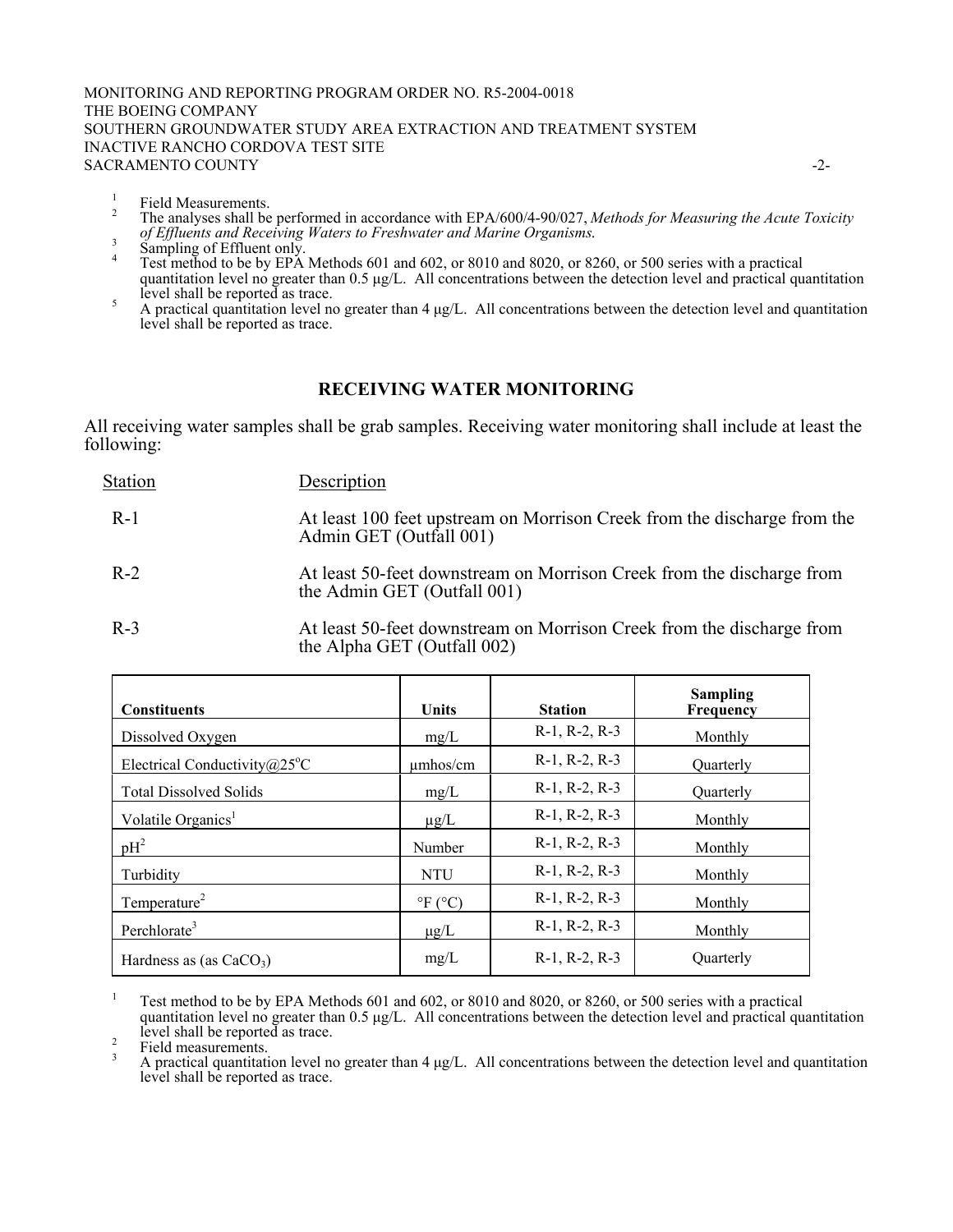[1] Field Measurements.
[2] The analyses shall be performed in accordance with EPA/600/4-90/027, *Methods for Measuring the Acute Toxicity of Effluents and Receiving Waters to Freshwater and Marine Organisms.*
[3] Sampling of Effluent only.
[4] Test method to be by EPA Methods 601 and 602, or 8010 and 8020, or 8260, or 500 series with a practical quantitation level no greater than 0.5 μg/L. All concentrations between the detection level and practical quantitation level shall be reported as trace.
[5] A practical quantitation level no greater than 4 μg/L. All concentrations between the detection level and quantitation level shall be reported as trace.

## RECEIVING WATER MONITORING

All receiving water samples shall be grab samples. Receiving water monitoring shall include at least the following:

| Station | Description |
|---|---|
| R-1 | At least 100 feet upstream on Morrison Creek from the discharge from the Admin GET (Outfall 001) |
| R-2 | At least 50-feet downstream on Morrison Creek from the discharge from the Admin GET (Outfall 001) |
| R-3 | At least 50-feet downstream on Morrison Creek from the discharge from the Alpha GET (Outfall 002) |

| Constituents | Units | Station | Sampling Frequency |
|---|---|---|---|
| Dissolved Oxygen | mg/L | R-1, R-2, R-3 | Monthly |
| Electrical Conductivity@25°C | μmhos/cm | R-1, R-2, R-3 | Quarterly |
| Total Dissolved Solids | mg/L | R-1, R-2, R-3 | Quarterly |
| Volatile Organics[1] | μg/L | R-1, R-2, R-3 | Monthly |
| pH[2] | Number | R-1, R-2, R-3 | Monthly |
| Turbidity | NTU | R-1, R-2, R-3 | Monthly |
| Temperature[2] | °F (°C) | R-1, R-2, R-3 | Monthly |
| Perchlorate[3] | μg/L | R-1, R-2, R-3 | Monthly |
| Hardness as (as $CaCO_3$) | mg/L | R-1, R-2, R-3 | Quarterly |

[1] Test method to be by EPA Methods 601 and 602, or 8010 and 8020, or 8260, or 500 series with a practical quantitation level no greater than 0.5 μg/L. All concentrations between the detection level and practical quantitation level shall be reported as trace.
[2] Field measurements.
[3] A practical quantitation level no greater than 4 μg/L. All concentrations between the detection level and quantitation level shall be reported as trace.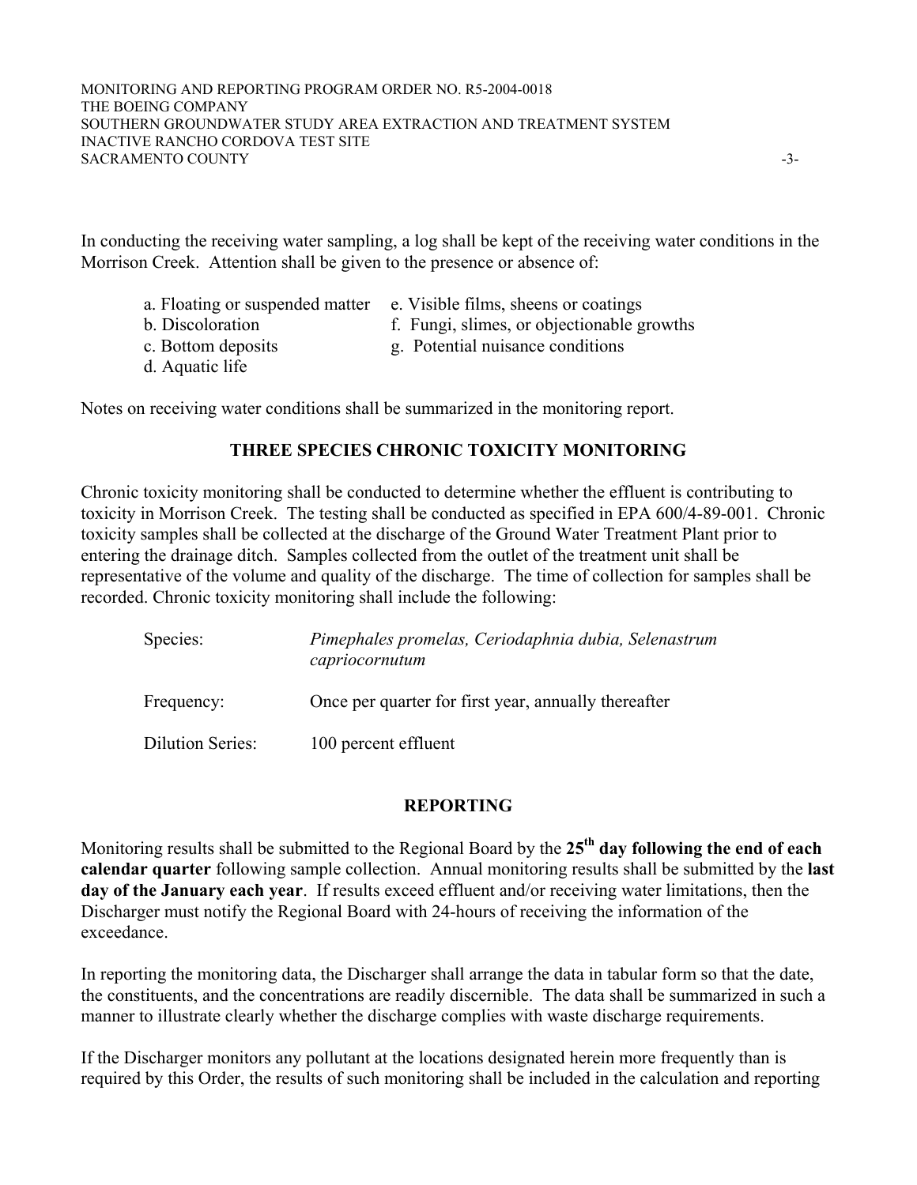In conducting the receiving water sampling, a log shall be kept of the receiving water conditions in the Morrison Creek. Attention shall be given to the presence or absence of:

a. Floating or suspended matter
b. Discoloration
c. Bottom deposits
d. Aquatic life
e. Visible films, sheens or coatings
f. Fungi, slimes, or objectionable growths
g. Potential nuisance conditions

Notes on receiving water conditions shall be summarized in the monitoring report.

## THREE SPECIES CHRONIC TOXICITY MONITORING

Chronic toxicity monitoring shall be conducted to determine whether the effluent is contributing to toxicity in Morrison Creek. The testing shall be conducted as specified in EPA 600/4-89-001. Chronic toxicity samples shall be collected at the discharge of the Ground Water Treatment Plant prior to entering the drainage ditch. Samples collected from the outlet of the treatment unit shall be representative of the volume and quality of the discharge. The time of collection for samples shall be recorded. Chronic toxicity monitoring shall include the following:

| | |
|---|---|
| Species: | *Pimephales promelas, Ceriodaphnia dubia, Selenastrum capriocornutum* |
| Frequency: | Once per quarter for first year, annually thereafter |
| Dilution Series: | 100 percent effluent |

## REPORTING

Monitoring results shall be submitted to the Regional Board by the **25th day following the end of each calendar quarter** following sample collection. Annual monitoring results shall be submitted by the **last day of the January each year**. If results exceed effluent and/or receiving water limitations, then the Discharger must notify the Regional Board with 24-hours of receiving the information of the exceedance.

In reporting the monitoring data, the Discharger shall arrange the data in tabular form so that the date, the constituents, and the concentrations are readily discernible. The data shall be summarized in such a manner to illustrate clearly whether the discharge complies with waste discharge requirements.

If the Discharger monitors any pollutant at the locations designated herein more frequently than is required by this Order, the results of such monitoring shall be included in the calculation and reporting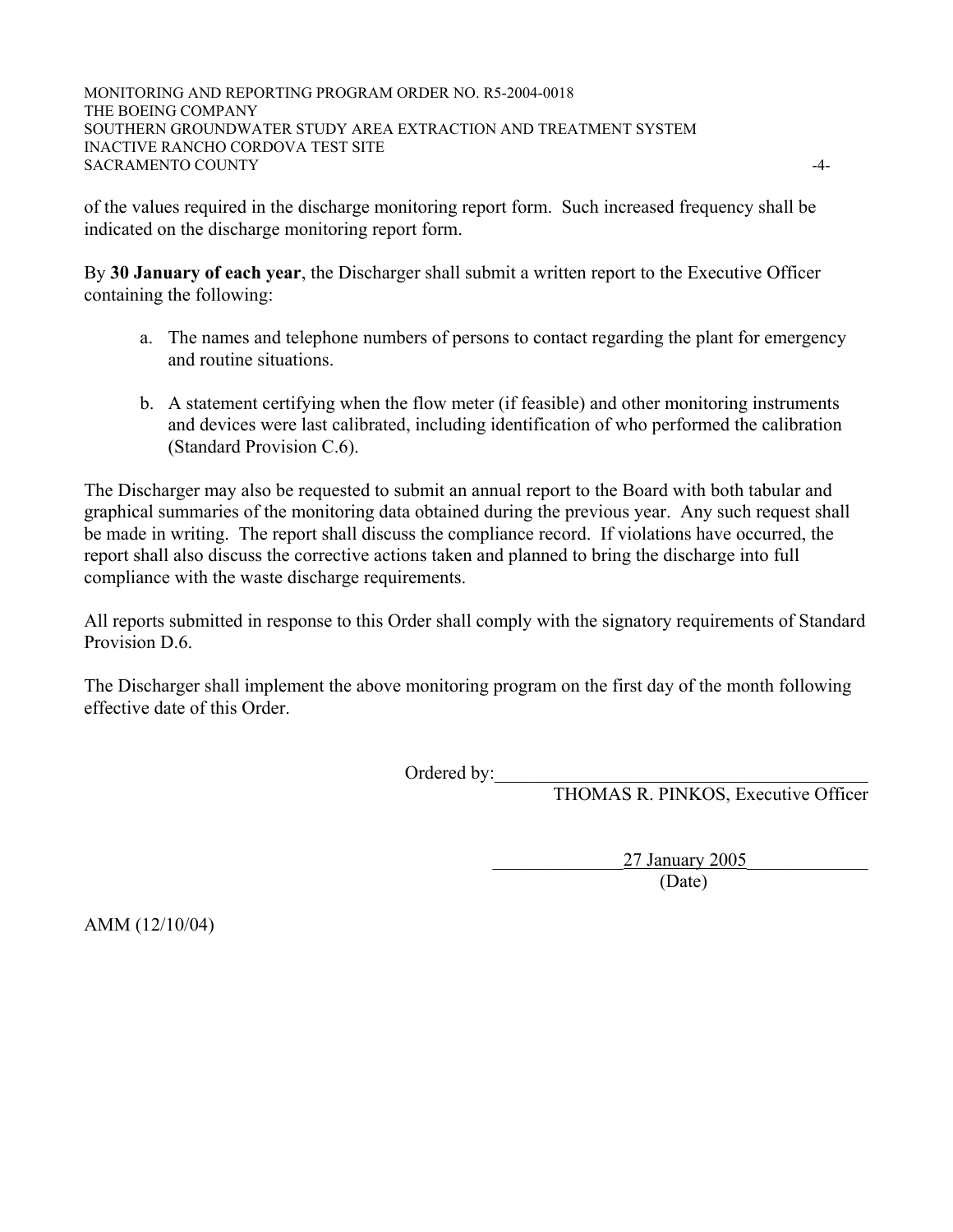of the values required in the discharge monitoring report form. Such increased frequency shall be indicated on the discharge monitoring report form.

By **30 January of each year**, the Discharger shall submit a written report to the Executive Officer containing the following:

a. The names and telephone numbers of persons to contact regarding the plant for emergency and routine situations.

b. A statement certifying when the flow meter (if feasible) and other monitoring instruments and devices were last calibrated, including identification of who performed the calibration (Standard Provision C.6).

The Discharger may also be requested to submit an annual report to the Board with both tabular and graphical summaries of the monitoring data obtained during the previous year. Any such request shall be made in writing. The report shall discuss the compliance record. If violations have occurred, the report shall also discuss the corrective actions taken and planned to bring the discharge into full compliance with the waste discharge requirements.

All reports submitted in response to this Order shall comply with the signatory requirements of Standard Provision D.6.

The Discharger shall implement the above monitoring program on the first day of the month following effective date of this Order.

Ordered by:\_\_\_\_\_\_\_\_\_\_\_\_\_\_\_\_\_\_\_\_\_\_\_\_\_\_\_\_\_\_\_\_\_\_\_\_\_\_\_\_
THOMAS R. PINKOS, Executive Officer

27 January 2005
(Date)

AMM (12/10/04)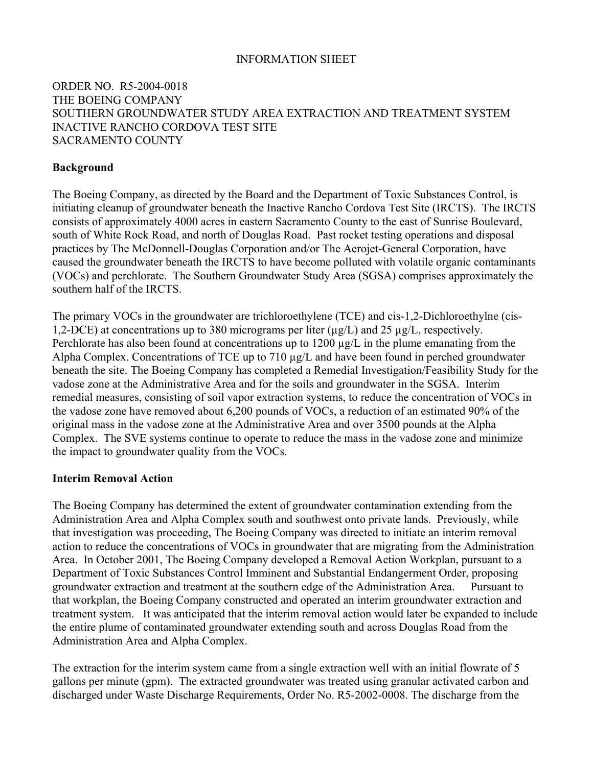INFORMATION SHEET

ORDER NO. R5-2004-0018
THE BOEING COMPANY
SOUTHERN GROUNDWATER STUDY AREA EXTRACTION AND TREATMENT SYSTEM
INACTIVE RANCHO CORDOVA TEST SITE
SACRAMENTO COUNTY

**Background**

The Boeing Company, as directed by the Board and the Department of Toxic Substances Control, is initiating cleanup of groundwater beneath the Inactive Rancho Cordova Test Site (IRCTS). The IRCTS consists of approximately 4000 acres in eastern Sacramento County to the east of Sunrise Boulevard, south of White Rock Road, and north of Douglas Road. Past rocket testing operations and disposal practices by The McDonnell-Douglas Corporation and/or The Aerojet-General Corporation, have caused the groundwater beneath the IRCTS to have become polluted with volatile organic contaminants (VOCs) and perchlorate. The Southern Groundwater Study Area (SGSA) comprises approximately the southern half of the IRCTS.

The primary VOCs in the groundwater are trichloroethylene (TCE) and cis-1,2-Dichloroethylne (cis-1,2-DCE) at concentrations up to 380 micrograms per liter (µg/L) and 25 µg/L, respectively. Perchlorate has also been found at concentrations up to 1200 µg/L in the plume emanating from the Alpha Complex. Concentrations of TCE up to 710 µg/L and have been found in perched groundwater beneath the site. The Boeing Company has completed a Remedial Investigation/Feasibility Study for the vadose zone at the Administrative Area and for the soils and groundwater in the SGSA. Interim remedial measures, consisting of soil vapor extraction systems, to reduce the concentration of VOCs in the vadose zone have removed about 6,200 pounds of VOCs, a reduction of an estimated 90% of the original mass in the vadose zone at the Administrative Area and over 3500 pounds at the Alpha Complex. The SVE systems continue to operate to reduce the mass in the vadose zone and minimize the impact to groundwater quality from the VOCs.

**Interim Removal Action**

The Boeing Company has determined the extent of groundwater contamination extending from the Administration Area and Alpha Complex south and southwest onto private lands. Previously, while that investigation was proceeding, The Boeing Company was directed to initiate an interim removal action to reduce the concentrations of VOCs in groundwater that are migrating from the Administration Area. In October 2001, The Boeing Company developed a Removal Action Workplan, pursuant to a Department of Toxic Substances Control Imminent and Substantial Endangerment Order, proposing groundwater extraction and treatment at the southern edge of the Administration Area. Pursuant to that workplan, the Boeing Company constructed and operated an interim groundwater extraction and treatment system. It was anticipated that the interim removal action would later be expanded to include the entire plume of contaminated groundwater extending south and across Douglas Road from the Administration Area and Alpha Complex.

The extraction for the interim system came from a single extraction well with an initial flowrate of 5 gallons per minute (gpm). The extracted groundwater was treated using granular activated carbon and discharged under Waste Discharge Requirements, Order No. R5-2002-0008. The discharge from the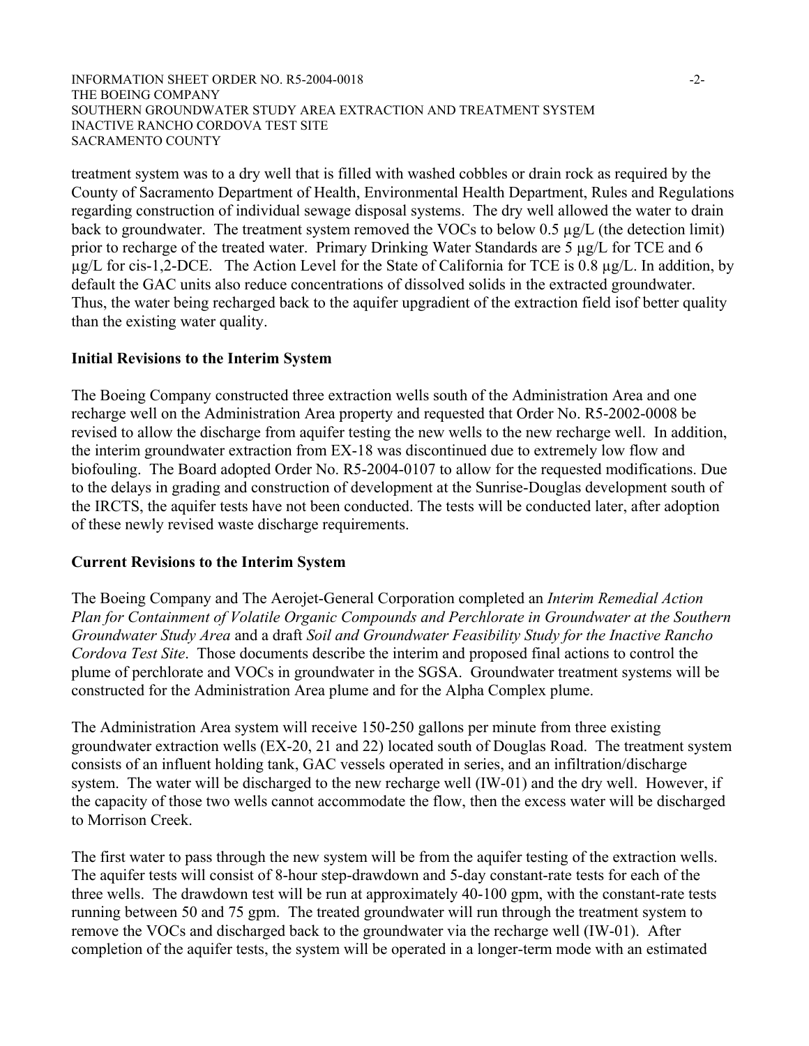treatment system was to a dry well that is filled with washed cobbles or drain rock as required by the County of Sacramento Department of Health, Environmental Health Department, Rules and Regulations regarding construction of individual sewage disposal systems. The dry well allowed the water to drain back to groundwater. The treatment system removed the VOCs to below 0.5 µg/L (the detection limit) prior to recharge of the treated water. Primary Drinking Water Standards are 5 µg/L for TCE and 6 µg/L for cis-1,2-DCE. The Action Level for the State of California for TCE is 0.8 µg/L. In addition, by default the GAC units also reduce concentrations of dissolved solids in the extracted groundwater. Thus, the water being recharged back to the aquifer upgradient of the extraction field isof better quality than the existing water quality.

## Initial Revisions to the Interim System

The Boeing Company constructed three extraction wells south of the Administration Area and one recharge well on the Administration Area property and requested that Order No. R5-2002-0008 be revised to allow the discharge from aquifer testing the new wells to the new recharge well. In addition, the interim groundwater extraction from EX-18 was discontinued due to extremely low flow and biofouling. The Board adopted Order No. R5-2004-0107 to allow for the requested modifications. Due to the delays in grading and construction of development at the Sunrise-Douglas development south of the IRCTS, the aquifer tests have not been conducted. The tests will be conducted later, after adoption of these newly revised waste discharge requirements.

## Current Revisions to the Interim System

The Boeing Company and The Aerojet-General Corporation completed an *Interim Remedial Action Plan for Containment of Volatile Organic Compounds and Perchlorate in Groundwater at the Southern Groundwater Study Area* and a draft *Soil and Groundwater Feasibility Study for the Inactive Rancho Cordova Test Site*. Those documents describe the interim and proposed final actions to control the plume of perchlorate and VOCs in groundwater in the SGSA. Groundwater treatment systems will be constructed for the Administration Area plume and for the Alpha Complex plume.

The Administration Area system will receive 150-250 gallons per minute from three existing groundwater extraction wells (EX-20, 21 and 22) located south of Douglas Road. The treatment system consists of an influent holding tank, GAC vessels operated in series, and an infiltration/discharge system. The water will be discharged to the new recharge well (IW-01) and the dry well. However, if the capacity of those two wells cannot accommodate the flow, then the excess water will be discharged to Morrison Creek.

The first water to pass through the new system will be from the aquifer testing of the extraction wells. The aquifer tests will consist of 8-hour step-drawdown and 5-day constant-rate tests for each of the three wells. The drawdown test will be run at approximately 40-100 gpm, with the constant-rate tests running between 50 and 75 gpm. The treated groundwater will run through the treatment system to remove the VOCs and discharged back to the groundwater via the recharge well (IW-01). After completion of the aquifer tests, the system will be operated in a longer-term mode with an estimated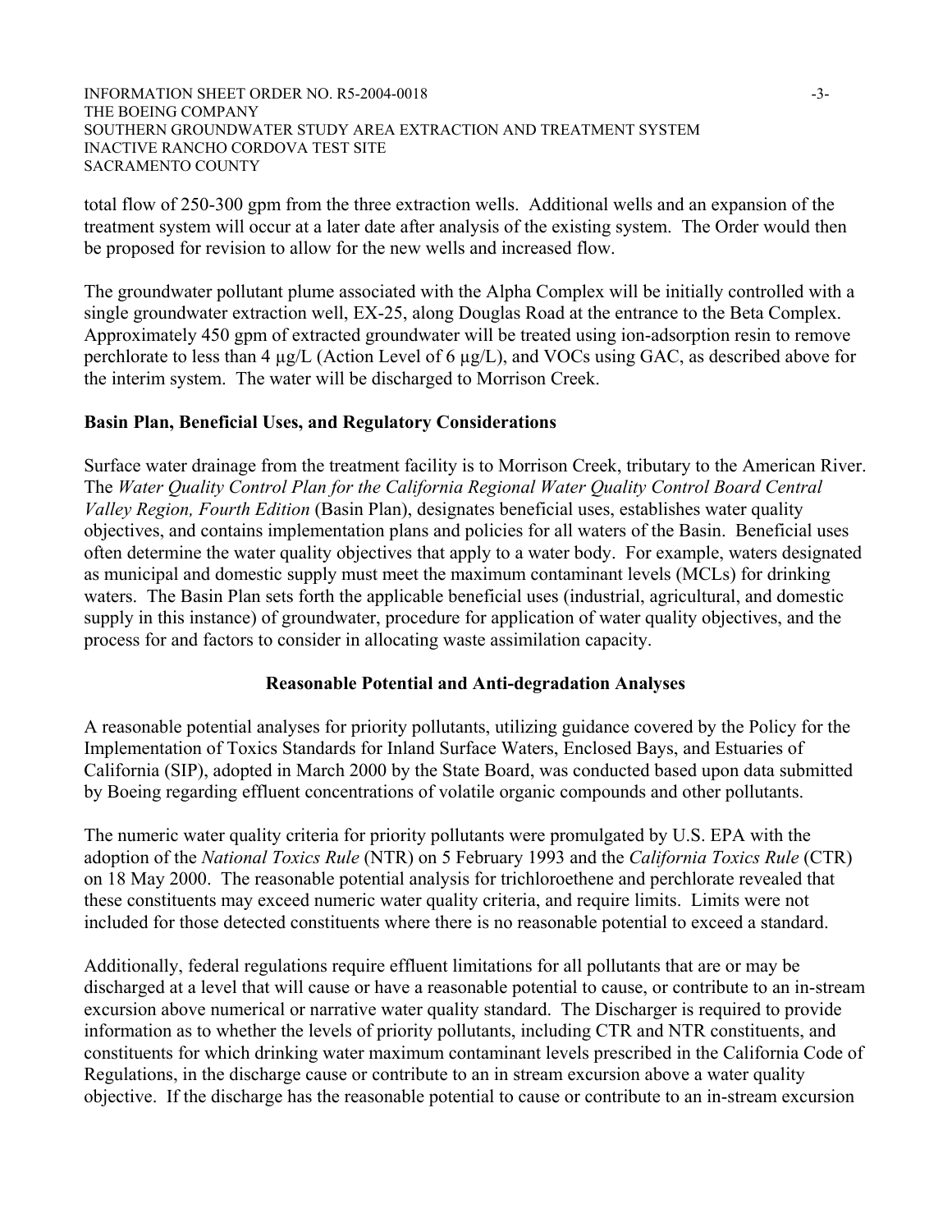total flow of 250-300 gpm from the three extraction wells. Additional wells and an expansion of the treatment system will occur at a later date after analysis of the existing system. The Order would then be proposed for revision to allow for the new wells and increased flow.

The groundwater pollutant plume associated with the Alpha Complex will be initially controlled with a single groundwater extraction well, EX-25, along Douglas Road at the entrance to the Beta Complex. Approximately 450 gpm of extracted groundwater will be treated using ion-adsorption resin to remove perchlorate to less than 4 µg/L (Action Level of 6 µg/L), and VOCs using GAC, as described above for the interim system. The water will be discharged to Morrison Creek.

**Basin Plan, Beneficial Uses, and Regulatory Considerations**

Surface water drainage from the treatment facility is to Morrison Creek, tributary to the American River. The *Water Quality Control Plan for the California Regional Water Quality Control Board Central Valley Region, Fourth Edition* (Basin Plan), designates beneficial uses, establishes water quality objectives, and contains implementation plans and policies for all waters of the Basin. Beneficial uses often determine the water quality objectives that apply to a water body. For example, waters designated as municipal and domestic supply must meet the maximum contaminant levels (MCLs) for drinking waters. The Basin Plan sets forth the applicable beneficial uses (industrial, agricultural, and domestic supply in this instance) of groundwater, procedure for application of water quality objectives, and the process for and factors to consider in allocating waste assimilation capacity.

**Reasonable Potential and Anti-degradation Analyses**

A reasonable potential analyses for priority pollutants, utilizing guidance covered by the Policy for the Implementation of Toxics Standards for Inland Surface Waters, Enclosed Bays, and Estuaries of California (SIP), adopted in March 2000 by the State Board, was conducted based upon data submitted by Boeing regarding effluent concentrations of volatile organic compounds and other pollutants.

The numeric water quality criteria for priority pollutants were promulgated by U.S. EPA with the adoption of the *National Toxics Rule* (NTR) on 5 February 1993 and the *California Toxics Rule* (CTR) on 18 May 2000. The reasonable potential analysis for trichloroethene and perchlorate revealed that these constituents may exceed numeric water quality criteria, and require limits. Limits were not included for those detected constituents where there is no reasonable potential to exceed a standard.

Additionally, federal regulations require effluent limitations for all pollutants that are or may be discharged at a level that will cause or have a reasonable potential to cause, or contribute to an in-stream excursion above numerical or narrative water quality standard. The Discharger is required to provide information as to whether the levels of priority pollutants, including CTR and NTR constituents, and constituents for which drinking water maximum contaminant levels prescribed in the California Code of Regulations, in the discharge cause or contribute to an in stream excursion above a water quality objective. If the discharge has the reasonable potential to cause or contribute to an in-stream excursion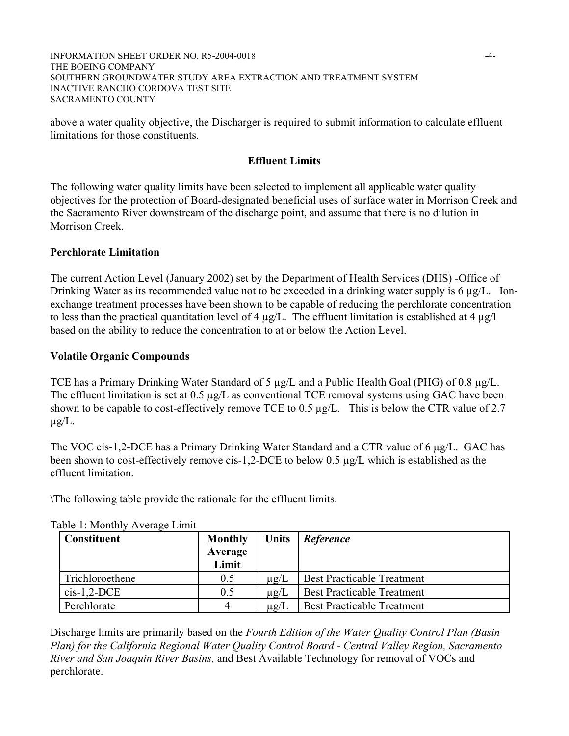above a water quality objective, the Discharger is required to submit information to calculate effluent limitations for those constituents.

## Effluent Limits

The following water quality limits have been selected to implement all applicable water quality objectives for the protection of Board-designated beneficial uses of surface water in Morrison Creek and the Sacramento River downstream of the discharge point, and assume that there is no dilution in Morrison Creek.

### Perchlorate Limitation

The current Action Level (January 2002) set by the Department of Health Services (DHS) -Office of Drinking Water as its recommended value not to be exceeded in a drinking water supply is 6 µg/L. Ion-exchange treatment processes have been shown to be capable of reducing the perchlorate concentration to less than the practical quantitation level of 4 µg/L. The effluent limitation is established at 4 µg/l based on the ability to reduce the concentration to at or below the Action Level.

### Volatile Organic Compounds

TCE has a Primary Drinking Water Standard of 5 µg/L and a Public Health Goal (PHG) of 0.8 µg/L. The effluent limitation is set at 0.5 µg/L as conventional TCE removal systems using GAC have been shown to be capable to cost-effectively remove TCE to 0.5 µg/L. This is below the CTR value of 2.7 µg/L.

The VOC cis-1,2-DCE has a Primary Drinking Water Standard and a CTR value of 6 µg/L. GAC has been shown to cost-effectively remove cis-1,2-DCE to below 0.5 µg/L which is established as the effluent limitation.

\The following table provide the rationale for the effluent limits.

Table 1: Monthly Average Limit

| Constituent | Monthly Average Limit | Units | *Reference* |
|---|---|---|---|
| Trichloroethene | 0.5 | µg/L | Best Practicable Treatment |
| cis-1,2-DCE | 0.5 | µg/L | Best Practicable Treatment |
| Perchlorate | 4 | µg/L | Best Practicable Treatment |

Discharge limits are primarily based on the *Fourth Edition of the Water Quality Control Plan (Basin Plan) for the California Regional Water Quality Control Board - Central Valley Region, Sacramento River and San Joaquin River Basins,* and Best Available Technology for removal of VOCs and perchlorate.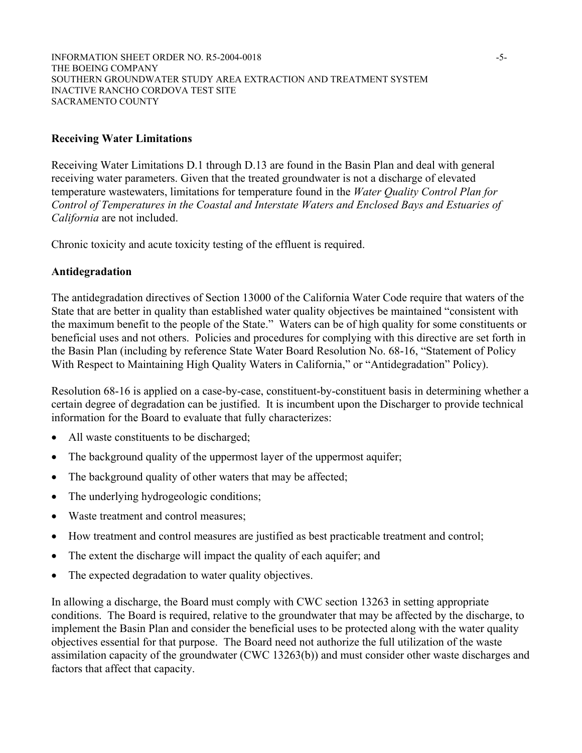## Receiving Water Limitations

Receiving Water Limitations D.1 through D.13 are found in the Basin Plan and deal with general receiving water parameters. Given that the treated groundwater is not a discharge of elevated temperature wastewaters, limitations for temperature found in the *Water Quality Control Plan for Control of Temperatures in the Coastal and Interstate Waters and Enclosed Bays and Estuaries of California* are not included.

Chronic toxicity and acute toxicity testing of the effluent is required.

## Antidegradation

The antidegradation directives of Section 13000 of the California Water Code require that waters of the State that are better in quality than established water quality objectives be maintained "consistent with the maximum benefit to the people of the State." Waters can be of high quality for some constituents or beneficial uses and not others. Policies and procedures for complying with this directive are set forth in the Basin Plan (including by reference State Water Board Resolution No. 68-16, "Statement of Policy With Respect to Maintaining High Quality Waters in California," or "Antidegradation" Policy).

Resolution 68-16 is applied on a case-by-case, constituent-by-constituent basis in determining whether a certain degree of degradation can be justified. It is incumbent upon the Discharger to provide technical information for the Board to evaluate that fully characterizes:

- All waste constituents to be discharged;
- The background quality of the uppermost layer of the uppermost aquifer;
- The background quality of other waters that may be affected;
- The underlying hydrogeologic conditions;
- Waste treatment and control measures;
- How treatment and control measures are justified as best practicable treatment and control;
- The extent the discharge will impact the quality of each aquifer; and
- The expected degradation to water quality objectives.

In allowing a discharge, the Board must comply with CWC section 13263 in setting appropriate conditions. The Board is required, relative to the groundwater that may be affected by the discharge, to implement the Basin Plan and consider the beneficial uses to be protected along with the water quality objectives essential for that purpose. The Board need not authorize the full utilization of the waste assimilation capacity of the groundwater (CWC 13263(b)) and must consider other waste discharges and factors that affect that capacity.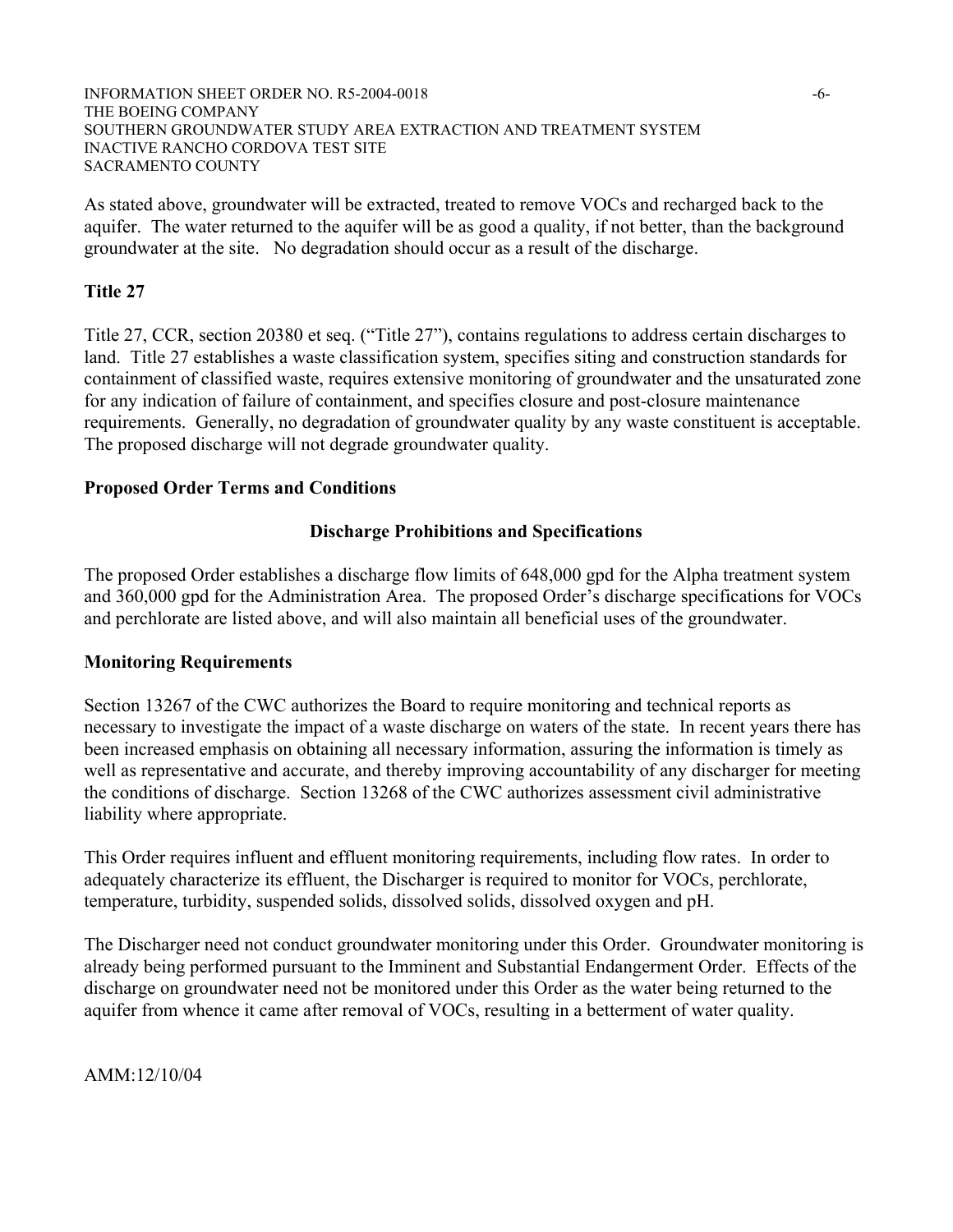As stated above, groundwater will be extracted, treated to remove VOCs and recharged back to the aquifer. The water returned to the aquifer will be as good a quality, if not better, than the background groundwater at the site. No degradation should occur as a result of the discharge.

**Title 27**

Title 27, CCR, section 20380 et seq. ("Title 27"), contains regulations to address certain discharges to land. Title 27 establishes a waste classification system, specifies siting and construction standards for containment of classified waste, requires extensive monitoring of groundwater and the unsaturated zone for any indication of failure of containment, and specifies closure and post-closure maintenance requirements. Generally, no degradation of groundwater quality by any waste constituent is acceptable. The proposed discharge will not degrade groundwater quality.

**Proposed Order Terms and Conditions**

**Discharge Prohibitions and Specifications**

The proposed Order establishes a discharge flow limits of 648,000 gpd for the Alpha treatment system and 360,000 gpd for the Administration Area. The proposed Order's discharge specifications for VOCs and perchlorate are listed above, and will also maintain all beneficial uses of the groundwater.

**Monitoring Requirements**

Section 13267 of the CWC authorizes the Board to require monitoring and technical reports as necessary to investigate the impact of a waste discharge on waters of the state. In recent years there has been increased emphasis on obtaining all necessary information, assuring the information is timely as well as representative and accurate, and thereby improving accountability of any discharger for meeting the conditions of discharge. Section 13268 of the CWC authorizes assessment civil administrative liability where appropriate.

This Order requires influent and effluent monitoring requirements, including flow rates. In order to adequately characterize its effluent, the Discharger is required to monitor for VOCs, perchlorate, temperature, turbidity, suspended solids, dissolved solids, dissolved oxygen and pH.

The Discharger need not conduct groundwater monitoring under this Order. Groundwater monitoring is already being performed pursuant to the Imminent and Substantial Endangerment Order. Effects of the discharge on groundwater need not be monitored under this Order as the water being returned to the aquifer from whence it came after removal of VOCs, resulting in a betterment of water quality.

AMM:12/10/04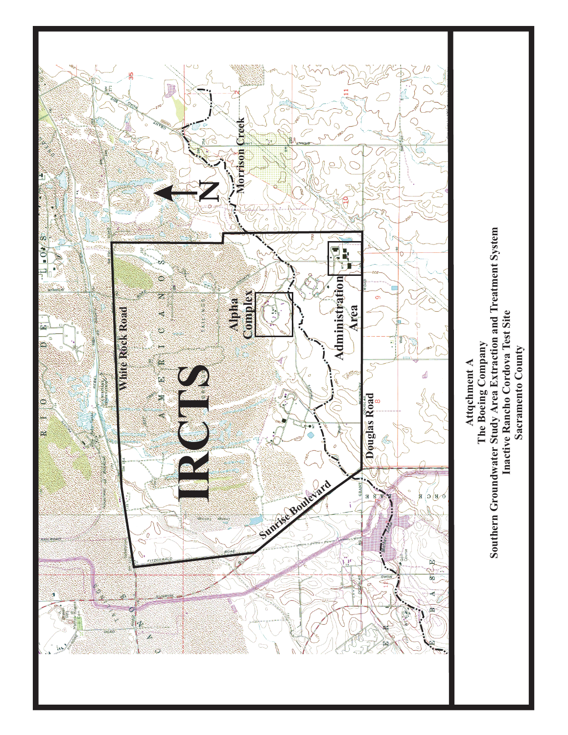Attqchment A
The Boeing Company
Southern Groundwater Study Area Extraction and Treatment System
Inactive Rancho Cordova Test Site
Sacramento County

IRCTS

White Rock Road

Alpha Complex

Administration Area

Morrison Creek

Douglas Road

Sunrise Boulevard

N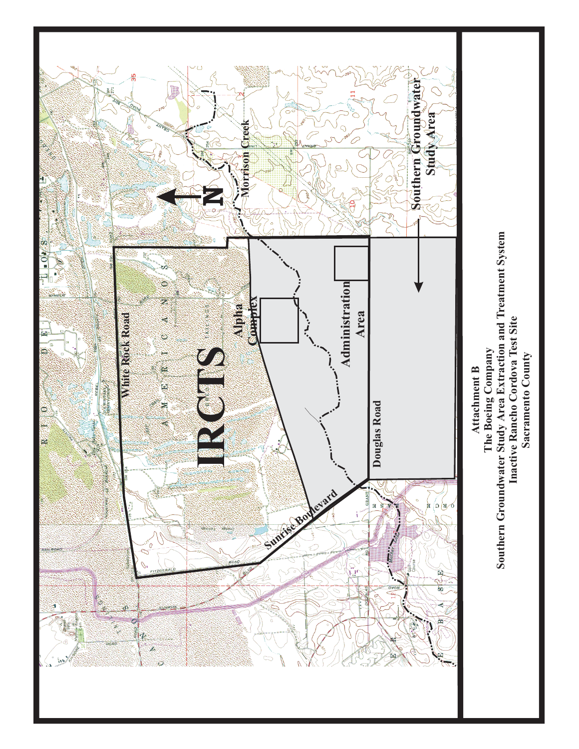IRCTS

White Rock Road

Alpha Complex

Administration Area

Douglas Road

Sunrise Boulevard

Morrison Creek

Southern Groundwater Study Area

N

**Attachment B**
**The Boeing Company**
**Southern Groundwater Study Area Extraction and Treatment System**
**Inactive Rancho Cordova Test Site**
**Sacramento County**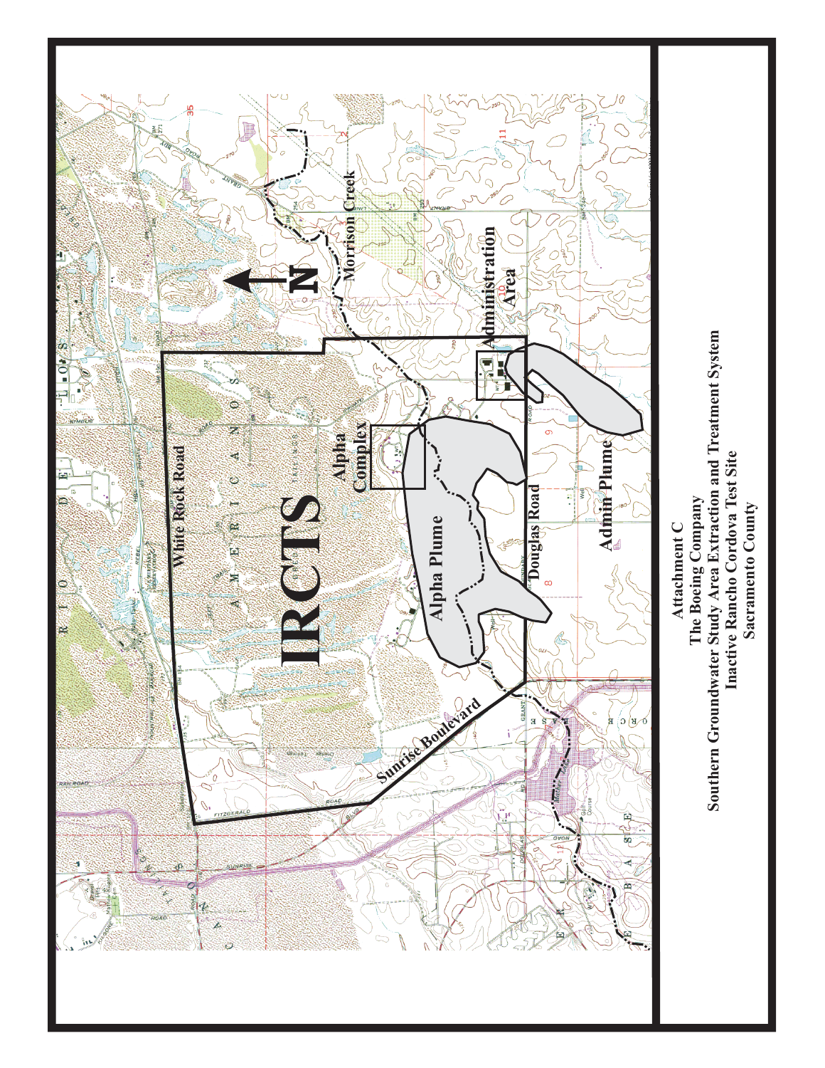IRCTS

White Rock Road

Alpha Complex

Alpha Plume

Douglas Road

Administration Area

Admin Plume

Morrison Creek

Sunrise Boulevard

N

**Attachment C**
**The Boeing Company**
**Southern Groundwater Study Area Extraction and Treatment System**
**Inactive Rancho Cordova Test Site**
**Sacramento County**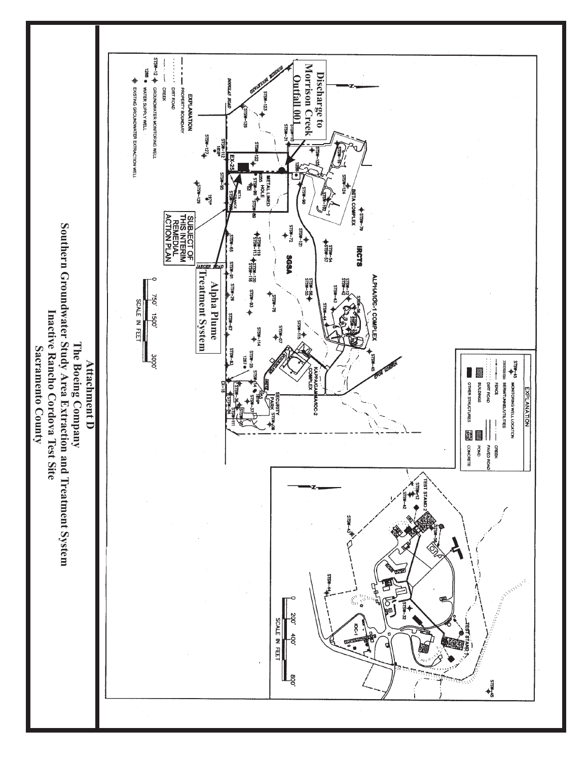**Discharge to Morrison Creek Outfall 001**

**SUBJECT OF THIS INTERIM REMEDIAL ACTION PLAN**

**Alpha Plume Treatment System**

# Attachment D

## The Boeing Company

## Southern Groundwater Study Area Extraction and Treatment System

## Inactive Rancho Cordova Test Site

## Sacramento County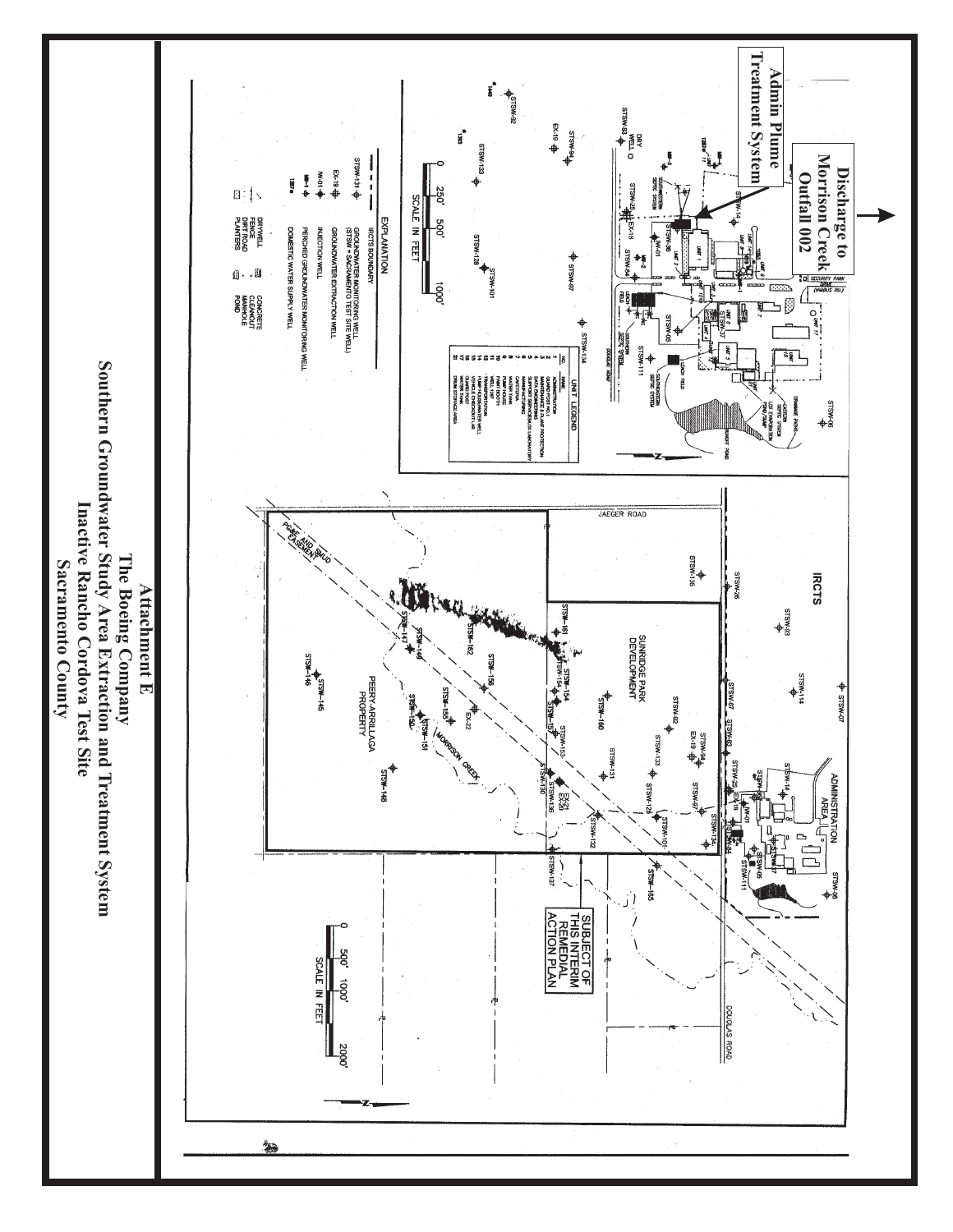Attachment E
The Boeing Company
Southern Groundwater Study Area Extraction and Treatment System
Inactive Rancho Cordova Test Site
Sacramento County

Discharge to Morrison Creek Outfall 002

Admin Plume Treatment System

EXPLANATION

IRCTS BOUNDARY

STSW-131 GROUNDWATER MONITORING WELL (STSW = SACRAMENTO TEST SITE WELL)

EX-19 GROUNDWATER EXTRACTION WELL

IW-01 INJECTION WELL

MP-1 PERCHED GROUNDWATER MONITORING WELL

DOMESTIC WATER SUPPLY WELL

DRYWELL

FENCE

DIRT ROAD

PLANTERS

CONCRETE

CLEANOUT

MANHOLE

POND

SCALE IN FEET 0 250' 500' 1000'

UNIT LEGEND

SCALE IN FEET 0 500' 1000' 2000'

SUBJECT OF THIS INTERIM REMEDIAL ACTION PLAN

IRCTS

ADMINISTRATION AREA

SUNRIDGE PARK DEVELOPMENT

PEERY-ARRILLAGA PROPERTY

MORRISON CREEK

JAEGER ROAD

DOUGLAS ROAD

PG&E AND SMUD EASEMENT